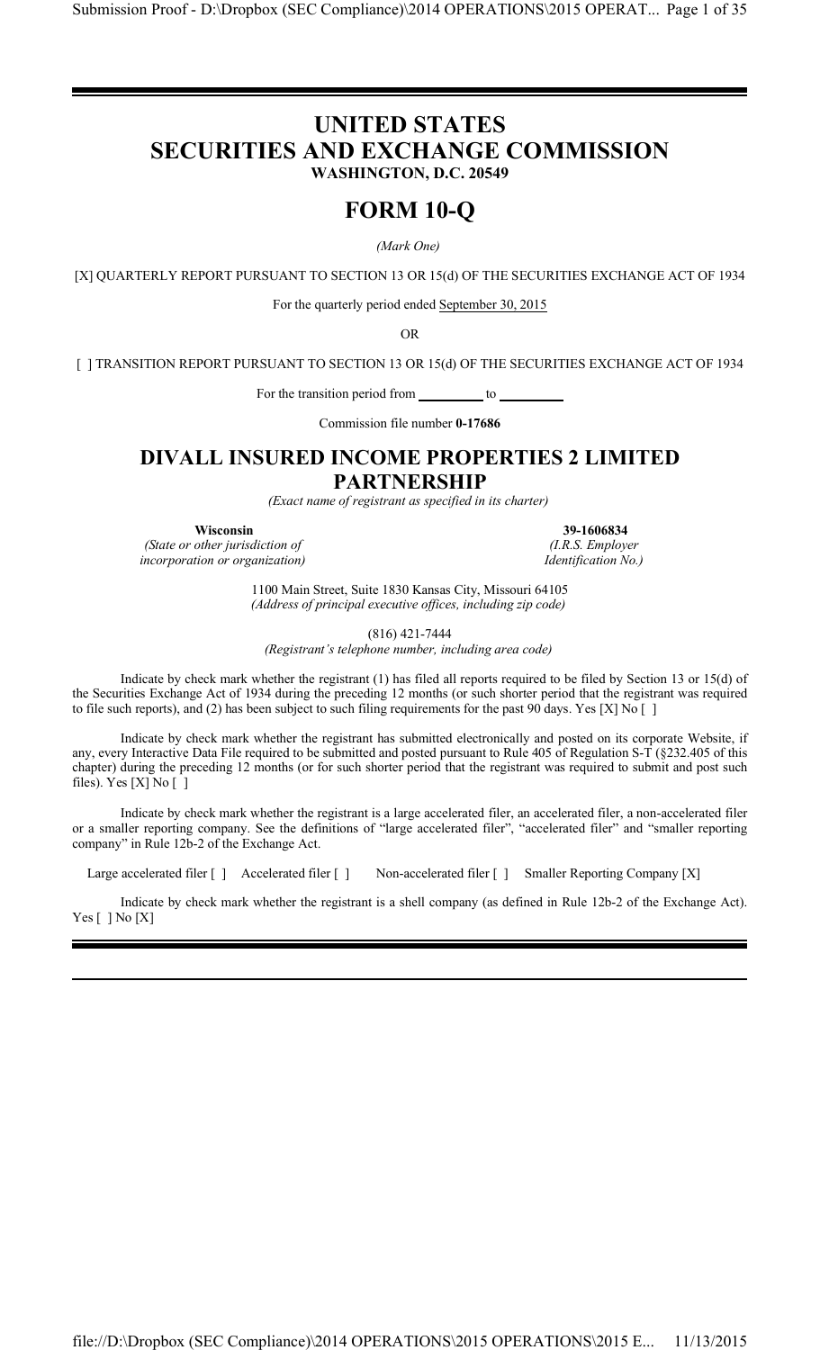# UNITED STATES
# SECURITIES AND EXCHANGE COMMISSION

**WASHINGTON, D.C. 20549**

# FORM 10-Q

*(Mark One)*

[X] QUARTERLY REPORT PURSUANT TO SECTION 13 OR 15(d) OF THE SECURITIES EXCHANGE ACT OF 1934

For the quarterly period ended September 30, 2015

OR

[ ] TRANSITION REPORT PURSUANT TO SECTION 13 OR 15(d) OF THE SECURITIES EXCHANGE ACT OF 1934

For the transition period from __________ to __________

Commission file number **0-17686**

# DIVALL INSURED INCOME PROPERTIES 2 LIMITED PARTNERSHIP

*(Exact name of registrant as specified in its charter)*

| **Wisconsin** | **39-1606834** |
|---|---|
| *(State or other jurisdiction of incorporation or organization)* | *(I.R.S. Employer Identification No.)* |

1100 Main Street, Suite 1830 Kansas City, Missouri 64105
*(Address of principal executive offices, including zip code)*

(816) 421-7444
*(Registrant's telephone number, including area code)*

Indicate by check mark whether the registrant (1) has filed all reports required to be filed by Section 13 or 15(d) of the Securities Exchange Act of 1934 during the preceding 12 months (or such shorter period that the registrant was required to file such reports), and (2) has been subject to such filing requirements for the past 90 days. Yes [X] No [ ]

Indicate by check mark whether the registrant has submitted electronically and posted on its corporate Website, if any, every Interactive Data File required to be submitted and posted pursuant to Rule 405 of Regulation S-T (§232.405 of this chapter) during the preceding 12 months (or for such shorter period that the registrant was required to submit and post such files). Yes [X] No [ ]

Indicate by check mark whether the registrant is a large accelerated filer, an accelerated filer, a non-accelerated filer or a smaller reporting company. See the definitions of "large accelerated filer", "accelerated filer" and "smaller reporting company" in Rule 12b-2 of the Exchange Act.

Large accelerated filer [ ] Accelerated filer [ ] Non-accelerated filer [ ] Smaller Reporting Company [X]

Indicate by check mark whether the registrant is a shell company (as defined in Rule 12b-2 of the Exchange Act). Yes [ ] No [X]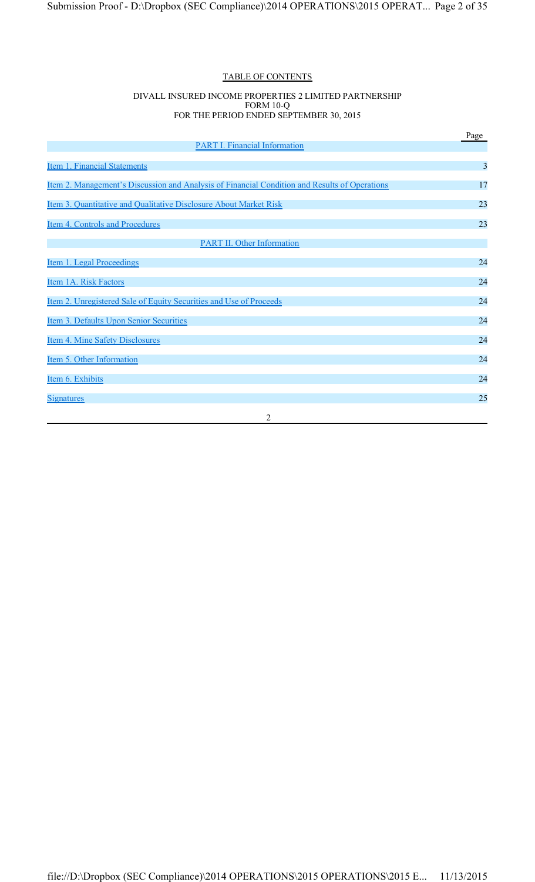TABLE OF CONTENTS

DIVALL INSURED INCOME PROPERTIES 2 LIMITED PARTNERSHIP
FORM 10-Q
FOR THE PERIOD ENDED SEPTEMBER 30, 2015

| | Page |
|---|---|
| PART I. Financial Information | |
| Item 1. Financial Statements | 3 |
| Item 2. Management's Discussion and Analysis of Financial Condition and Results of Operations | 17 |
| Item 3. Quantitative and Qualitative Disclosure About Market Risk | 23 |
| Item 4. Controls and Procedures | 23 |
| PART II. Other Information | |
| Item 1. Legal Proceedings | 24 |
| Item 1A. Risk Factors | 24 |
| Item 2. Unregistered Sale of Equity Securities and Use of Proceeds | 24 |
| Item 3. Defaults Upon Senior Securities | 24 |
| Item 4. Mine Safety Disclosures | 24 |
| Item 5. Other Information | 24 |
| Item 6. Exhibits | 24 |
| Signatures | 25 |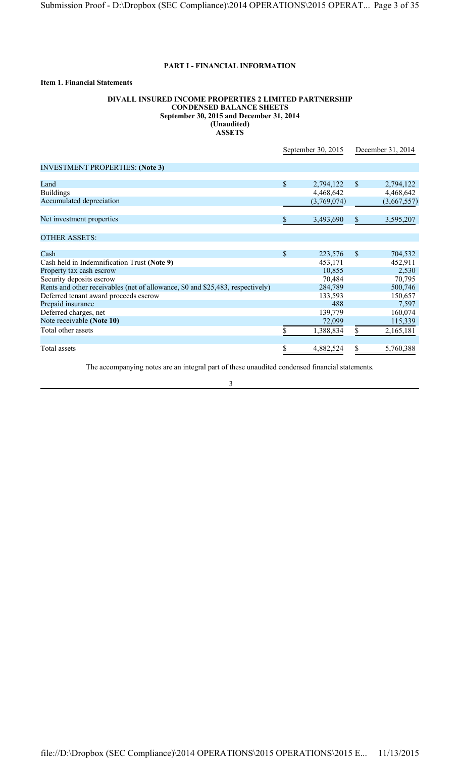# PART I - FINANCIAL INFORMATION

**Item 1. Financial Statements**

**DIVALL INSURED INCOME PROPERTIES 2 LIMITED PARTNERSHIP**
**CONDENSED BALANCE SHEETS**
**September 30, 2015 and December 31, 2014**
**(Unaudited)**
**ASSETS**

| | September 30, 2015 | December 31, 2014 |
|---|---|---|
| INVESTMENT PROPERTIES: **(Note 3)** | | |
| Land | $ 2,794,122 | $ 2,794,122 |
| Buildings | 4,468,642 | 4,468,642 |
| Accumulated depreciation | (3,769,074) | (3,667,557) |
| Net investment properties | $ 3,493,690 | $ 3,595,207 |
| OTHER ASSETS: | | |
| Cash | $ 223,576 | $ 704,532 |
| Cash held in Indemnification Trust **(Note 9)** | 453,171 | 452,911 |
| Property tax cash escrow | 10,855 | 2,530 |
| Security deposits escrow | 70,484 | 70,795 |
| Rents and other receivables (net of allowance, $0 and $25,483, respectively) | 284,789 | 500,746 |
| Deferred tenant award proceeds escrow | 133,593 | 150,657 |
| Prepaid insurance | 488 | 7,597 |
| Deferred charges, net | 139,779 | 160,074 |
| Note receivable **(Note 10)** | 72,099 | 115,339 |
| Total other assets | $ 1,388,834 | $ 2,165,181 |
| Total assets | $ 4,882,524 | $ 5,760,388 |

The accompanying notes are an integral part of these unaudited condensed financial statements.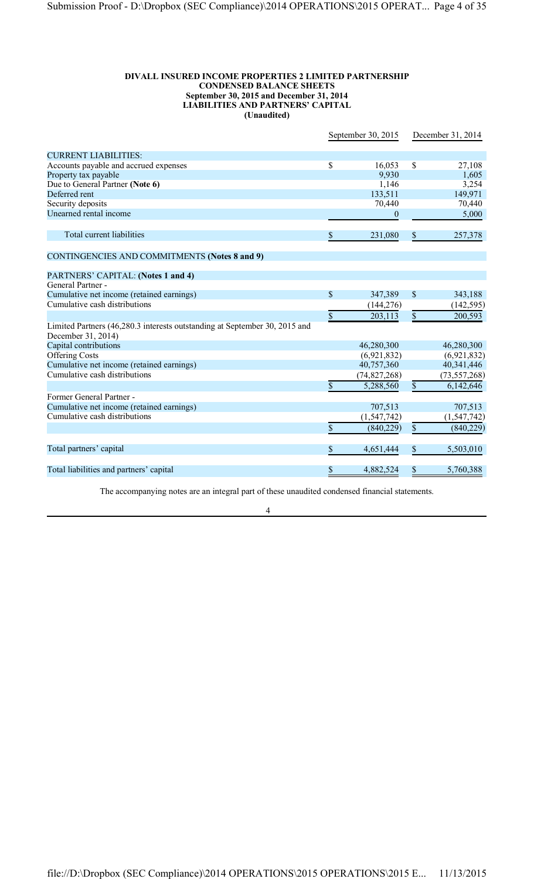**DIVALL INSURED INCOME PROPERTIES 2 LIMITED PARTNERSHIP**
**CONDENSED BALANCE SHEETS**
**September 30, 2015 and December 31, 2014**
**LIABILITIES AND PARTNERS' CAPITAL**
**(Unaudited)**

| | September 30, 2015 | December 31, 2014 |
|---|---|---|
| CURRENT LIABILITIES: | | |
| Accounts payable and accrued expenses | $ 16,053 | $ 27,108 |
| Property tax payable | 9,930 | 1,605 |
| Due to General Partner **(Note 6)** | 1,146 | 3,254 |
| Deferred rent | 133,511 | 149,971 |
| Security deposits | 70,440 | 70,440 |
| Unearned rental income | 0 | 5,000 |
| Total current liabilities | $ 231,080 | $ 257,378 |
| CONTINGENCIES AND COMMITMENTS **(Notes 8 and 9)** | | |
| PARTNERS' CAPITAL: **(Notes 1 and 4)** | | |
| General Partner - | | |
| Cumulative net income (retained earnings) | $ 347,389 | $ 343,188 |
| Cumulative cash distributions | (144,276) | (142,595) |
| | $ 203,113 | $ 200,593 |
| Limited Partners (46,280.3 interests outstanding at September 30, 2015 and December 31, 2014) | | |
| Capital contributions | 46,280,300 | 46,280,300 |
| Offering Costs | (6,921,832) | (6,921,832) |
| Cumulative net income (retained earnings) | 40,757,360 | 40,341,446 |
| Cumulative cash distributions | (74,827,268) | (73,557,268) |
| | $ 5,288,560 | $ 6,142,646 |
| Former General Partner - | | |
| Cumulative net income (retained earnings) | 707,513 | 707,513 |
| Cumulative cash distributions | (1,547,742) | (1,547,742) |
| | $ (840,229) | $ (840,229) |
| Total partners' capital | $ 4,651,444 | $ 5,503,010 |
| Total liabilities and partners' capital | $ 4,882,524 | $ 5,760,388 |

The accompanying notes are an integral part of these unaudited condensed financial statements.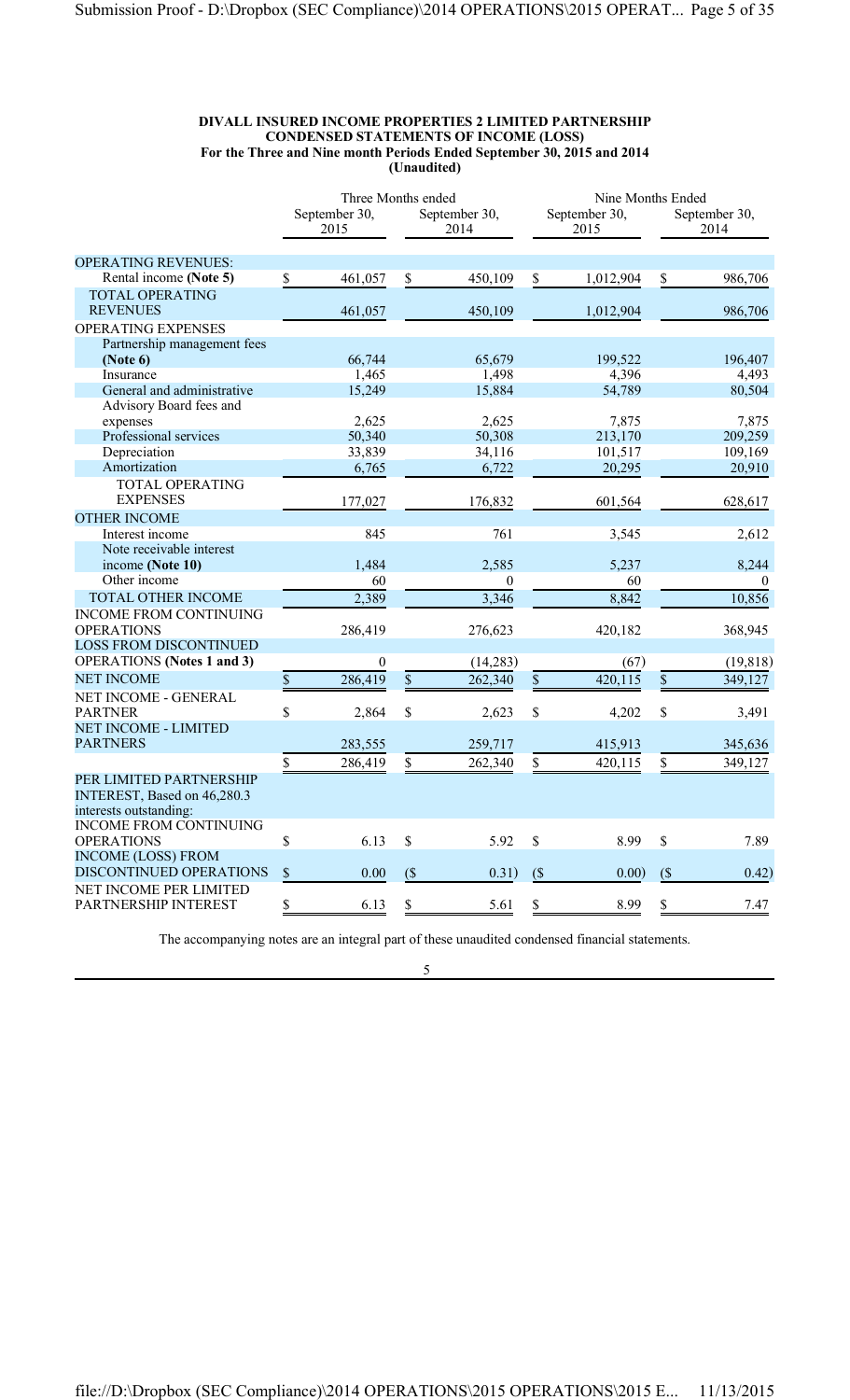**DIVALL INSURED INCOME PROPERTIES 2 LIMITED PARTNERSHIP**
**CONDENSED STATEMENTS OF INCOME (LOSS)**
**For the Three and Nine month Periods Ended September 30, 2015 and 2014**
**(Unaudited)**

| | Three Months ended | | Nine Months Ended | |
|---|---|---|---|---|
| | September 30, 2015 | September 30, 2014 | September 30, 2015 | September 30, 2014 |
| OPERATING REVENUES: | | | | |
| Rental income **(Note 5)** | $ 461,057 | $ 450,109 | $ 1,012,904 | $ 986,706 |
| TOTAL OPERATING REVENUES | 461,057 | 450,109 | 1,012,904 | 986,706 |
| OPERATING EXPENSES | | | | |
| Partnership management fees **(Note 6)** | 66,744 | 65,679 | 199,522 | 196,407 |
| Insurance | 1,465 | 1,498 | 4,396 | 4,493 |
| General and administrative | 15,249 | 15,884 | 54,789 | 80,504 |
| Advisory Board fees and expenses | 2,625 | 2,625 | 7,875 | 7,875 |
| Professional services | 50,340 | 50,308 | 213,170 | 209,259 |
| Depreciation | 33,839 | 34,116 | 101,517 | 109,169 |
| Amortization | 6,765 | 6,722 | 20,295 | 20,910 |
| TOTAL OPERATING EXPENSES | 177,027 | 176,832 | 601,564 | 628,617 |
| OTHER INCOME | | | | |
| Interest income | 845 | 761 | 3,545 | 2,612 |
| Note receivable interest income **(Note 10)** | 1,484 | 2,585 | 5,237 | 8,244 |
| Other income | 60 | 0 | 60 | 0 |
| TOTAL OTHER INCOME | 2,389 | 3,346 | 8,842 | 10,856 |
| INCOME FROM CONTINUING OPERATIONS | 286,419 | 276,623 | 420,182 | 368,945 |
| LOSS FROM DISCONTINUED OPERATIONS **(Notes 1 and 3)** | 0 | (14,283) | (67) | (19,818) |
| NET INCOME | $ 286,419 | $ 262,340 | $ 420,115 | $ 349,127 |
| NET INCOME - GENERAL PARTNER | $ 2,864 | $ 2,623 | $ 4,202 | $ 3,491 |
| NET INCOME - LIMITED PARTNERS | 283,555 | 259,717 | 415,913 | 345,636 |
| | $ 286,419 | $ 262,340 | $ 420,115 | $ 349,127 |
| PER LIMITED PARTNERSHIP INTEREST, Based on 46,280.3 interests outstanding: | | | | |
| INCOME FROM CONTINUING OPERATIONS | $ 6.13 | $ 5.92 | $ 8.99 | $ 7.89 |
| INCOME (LOSS) FROM DISCONTINUED OPERATIONS | $ 0.00 | ($ 0.31) | ($ 0.00) | ($ 0.42) |
| NET INCOME PER LIMITED PARTNERSHIP INTEREST | $ 6.13 | $ 5.61 | $ 8.99 | $ 7.47 |

The accompanying notes are an integral part of these unaudited condensed financial statements.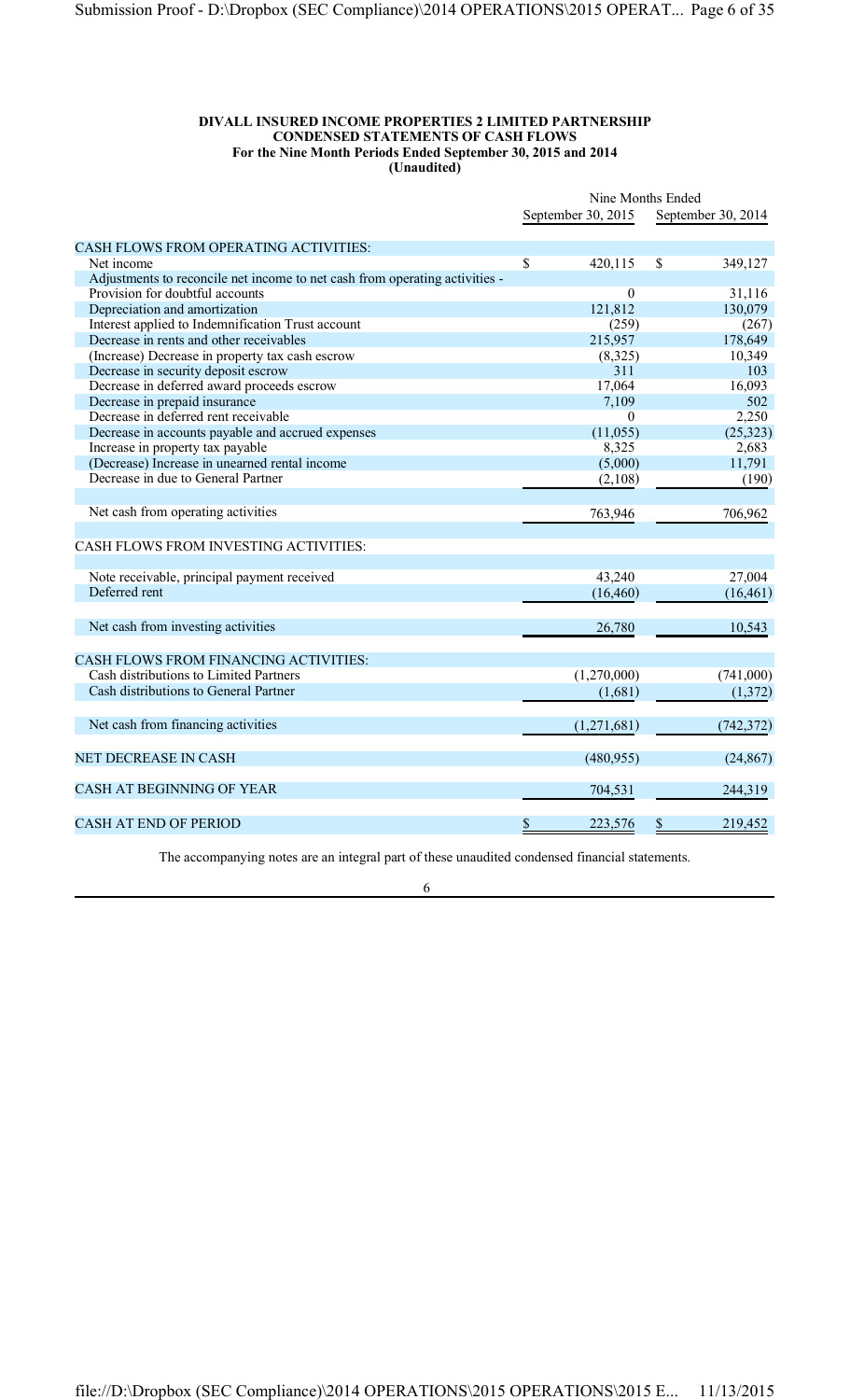**DIVALL INSURED INCOME PROPERTIES 2 LIMITED PARTNERSHIP**
**CONDENSED STATEMENTS OF CASH FLOWS**
**For the Nine Month Periods Ended September 30, 2015 and 2014**
**(Unaudited)**

| | Nine Months Ended | |
|---|---|---|
| | September 30, 2015 | September 30, 2014 |
| CASH FLOWS FROM OPERATING ACTIVITIES: | | |
| Net income | $ 420,115 | $ 349,127 |
| Adjustments to reconcile net income to net cash from operating activities - | | |
| Provision for doubtful accounts | 0 | 31,116 |
| Depreciation and amortization | 121,812 | 130,079 |
| Interest applied to Indemnification Trust account | (259) | (267) |
| Decrease in rents and other receivables | 215,957 | 178,649 |
| (Increase) Decrease in property tax cash escrow | (8,325) | 10,349 |
| Decrease in security deposit escrow | 311 | 103 |
| Decrease in deferred award proceeds escrow | 17,064 | 16,093 |
| Decrease in prepaid insurance | 7,109 | 502 |
| Decrease in deferred rent receivable | 0 | 2,250 |
| Decrease in accounts payable and accrued expenses | (11,055) | (25,323) |
| Increase in property tax payable | 8,325 | 2,683 |
| (Decrease) Increase in unearned rental income | (5,000) | 11,791 |
| Decrease in due to General Partner | (2,108) | (190) |
| Net cash from operating activities | 763,946 | 706,962 |
| CASH FLOWS FROM INVESTING ACTIVITIES: | | |
| Note receivable, principal payment received | 43,240 | 27,004 |
| Deferred rent | (16,460) | (16,461) |
| Net cash from investing activities | 26,780 | 10,543 |
| CASH FLOWS FROM FINANCING ACTIVITIES: | | |
| Cash distributions to Limited Partners | (1,270,000) | (741,000) |
| Cash distributions to General Partner | (1,681) | (1,372) |
| Net cash from financing activities | (1,271,681) | (742,372) |
| NET DECREASE IN CASH | (480,955) | (24,867) |
| CASH AT BEGINNING OF YEAR | 704,531 | 244,319 |
| CASH AT END OF PERIOD | $ 223,576 | $ 219,452 |

The accompanying notes are an integral part of these unaudited condensed financial statements.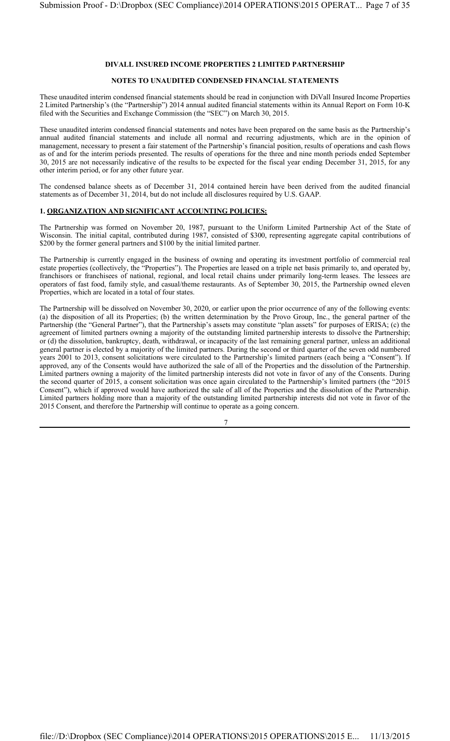**DIVALL INSURED INCOME PROPERTIES 2 LIMITED PARTNERSHIP**

**NOTES TO UNAUDITED CONDENSED FINANCIAL STATEMENTS**

These unaudited interim condensed financial statements should be read in conjunction with DiVall Insured Income Properties 2 Limited Partnership's (the "Partnership") 2014 annual audited financial statements within its Annual Report on Form 10-K filed with the Securities and Exchange Commission (the "SEC") on March 30, 2015.

These unaudited interim condensed financial statements and notes have been prepared on the same basis as the Partnership's annual audited financial statements and include all normal and recurring adjustments, which are in the opinion of management, necessary to present a fair statement of the Partnership's financial position, results of operations and cash flows as of and for the interim periods presented. The results of operations for the three and nine month periods ended September 30, 2015 are not necessarily indicative of the results to be expected for the fiscal year ending December 31, 2015, for any other interim period, or for any other future year.

The condensed balance sheets as of December 31, 2014 contained herein have been derived from the audited financial statements as of December 31, 2014, but do not include all disclosures required by U.S. GAAP.

**1. ORGANIZATION AND SIGNIFICANT ACCOUNTING POLICIES:**

The Partnership was formed on November 20, 1987, pursuant to the Uniform Limited Partnership Act of the State of Wisconsin. The initial capital, contributed during 1987, consisted of $300, representing aggregate capital contributions of $200 by the former general partners and $100 by the initial limited partner.

The Partnership is currently engaged in the business of owning and operating its investment portfolio of commercial real estate properties (collectively, the "Properties"). The Properties are leased on a triple net basis primarily to, and operated by, franchisors or franchisees of national, regional, and local retail chains under primarily long-term leases. The lessees are operators of fast food, family style, and casual/theme restaurants. As of September 30, 2015, the Partnership owned eleven Properties, which are located in a total of four states.

The Partnership will be dissolved on November 30, 2020, or earlier upon the prior occurrence of any of the following events: (a) the disposition of all its Properties; (b) the written determination by the Provo Group, Inc., the general partner of the Partnership (the "General Partner"), that the Partnership's assets may constitute "plan assets" for purposes of ERISA; (c) the agreement of limited partners owning a majority of the outstanding limited partnership interests to dissolve the Partnership; or (d) the dissolution, bankruptcy, death, withdrawal, or incapacity of the last remaining general partner, unless an additional general partner is elected by a majority of the limited partners. During the second or third quarter of the seven odd numbered years 2001 to 2013, consent solicitations were circulated to the Partnership's limited partners (each being a "Consent"). If approved, any of the Consents would have authorized the sale of all of the Properties and the dissolution of the Partnership. Limited partners owning a majority of the limited partnership interests did not vote in favor of any of the Consents. During the second quarter of 2015, a consent solicitation was once again circulated to the Partnership's limited partners (the "2015 Consent"), which if approved would have authorized the sale of all of the Properties and the dissolution of the Partnership. Limited partners holding more than a majority of the outstanding limited partnership interests did not vote in favor of the 2015 Consent, and therefore the Partnership will continue to operate as a going concern.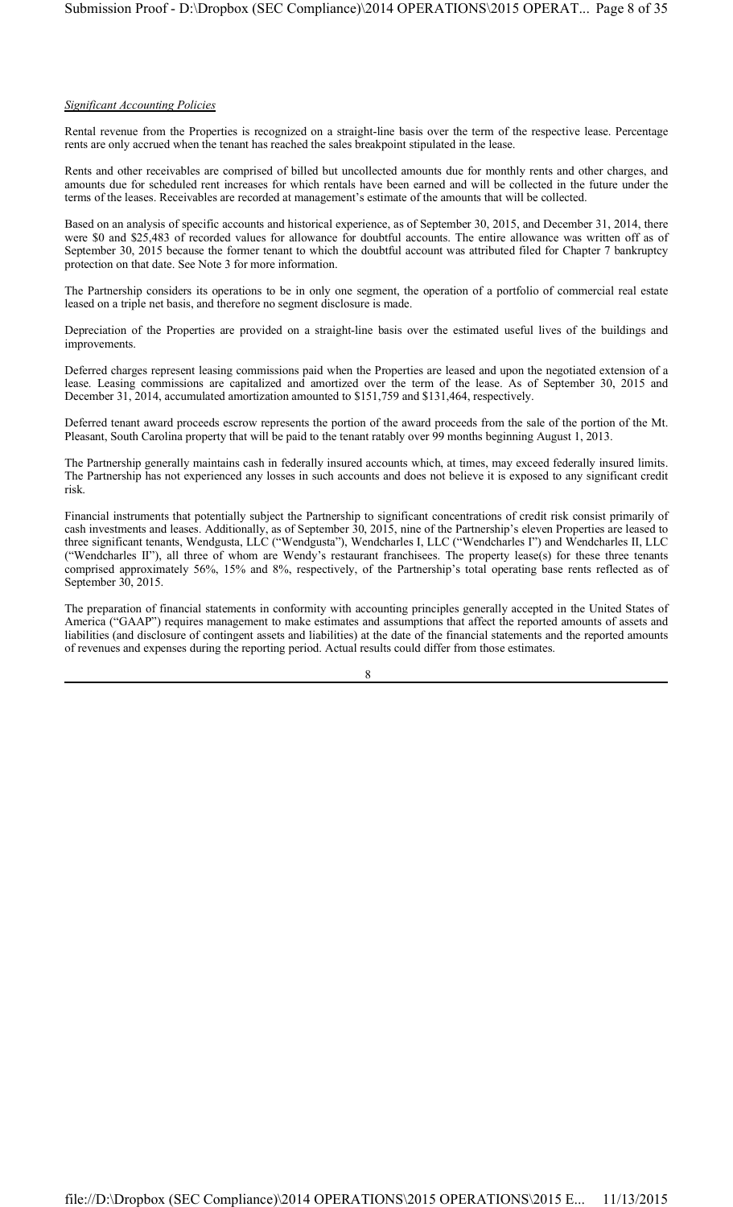*Significant Accounting Policies*

Rental revenue from the Properties is recognized on a straight-line basis over the term of the respective lease. Percentage rents are only accrued when the tenant has reached the sales breakpoint stipulated in the lease.

Rents and other receivables are comprised of billed but uncollected amounts due for monthly rents and other charges, and amounts due for scheduled rent increases for which rentals have been earned and will be collected in the future under the terms of the leases. Receivables are recorded at management's estimate of the amounts that will be collected.

Based on an analysis of specific accounts and historical experience, as of September 30, 2015, and December 31, 2014, there were $0 and $25,483 of recorded values for allowance for doubtful accounts. The entire allowance was written off as of September 30, 2015 because the former tenant to which the doubtful account was attributed filed for Chapter 7 bankruptcy protection on that date. See Note 3 for more information.

The Partnership considers its operations to be in only one segment, the operation of a portfolio of commercial real estate leased on a triple net basis, and therefore no segment disclosure is made.

Depreciation of the Properties are provided on a straight-line basis over the estimated useful lives of the buildings and improvements.

Deferred charges represent leasing commissions paid when the Properties are leased and upon the negotiated extension of a lease. Leasing commissions are capitalized and amortized over the term of the lease. As of September 30, 2015 and December 31, 2014, accumulated amortization amounted to $151,759 and $131,464, respectively.

Deferred tenant award proceeds escrow represents the portion of the award proceeds from the sale of the portion of the Mt. Pleasant, South Carolina property that will be paid to the tenant ratably over 99 months beginning August 1, 2013.

The Partnership generally maintains cash in federally insured accounts which, at times, may exceed federally insured limits. The Partnership has not experienced any losses in such accounts and does not believe it is exposed to any significant credit risk.

Financial instruments that potentially subject the Partnership to significant concentrations of credit risk consist primarily of cash investments and leases. Additionally, as of September 30, 2015, nine of the Partnership's eleven Properties are leased to three significant tenants, Wendgusta, LLC ("Wendgusta"), Wendcharles I, LLC ("Wendcharles I") and Wendcharles II, LLC ("Wendcharles II"), all three of whom are Wendy's restaurant franchisees. The property lease(s) for these three tenants comprised approximately 56%, 15% and 8%, respectively, of the Partnership's total operating base rents reflected as of September 30, 2015.

The preparation of financial statements in conformity with accounting principles generally accepted in the United States of America ("GAAP") requires management to make estimates and assumptions that affect the reported amounts of assets and liabilities (and disclosure of contingent assets and liabilities) at the date of the financial statements and the reported amounts of revenues and expenses during the reporting period. Actual results could differ from those estimates.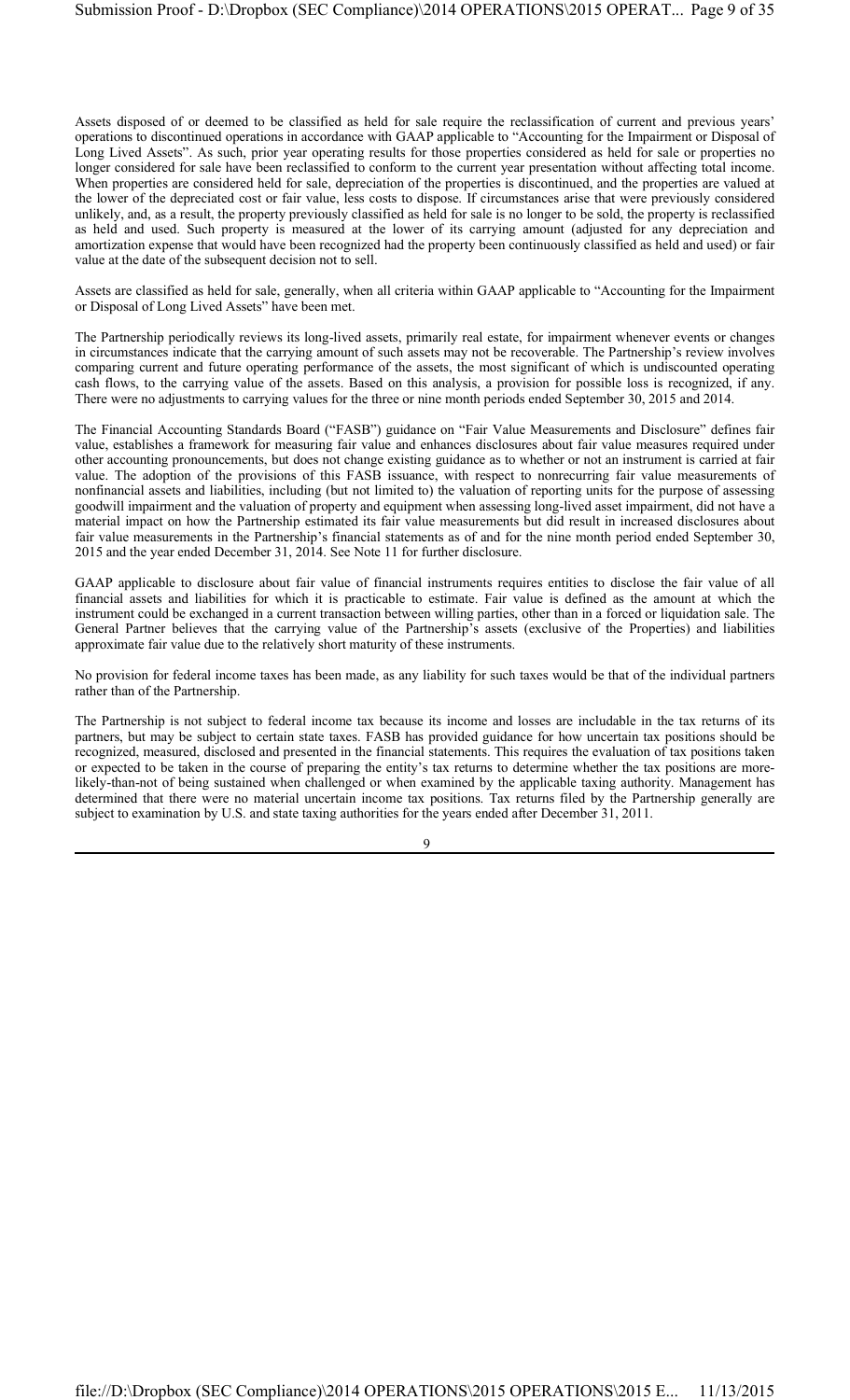Assets disposed of or deemed to be classified as held for sale require the reclassification of current and previous years' operations to discontinued operations in accordance with GAAP applicable to "Accounting for the Impairment or Disposal of Long Lived Assets". As such, prior year operating results for those properties considered as held for sale or properties no longer considered for sale have been reclassified to conform to the current year presentation without affecting total income. When properties are considered held for sale, depreciation of the properties is discontinued, and the properties are valued at the lower of the depreciated cost or fair value, less costs to dispose. If circumstances arise that were previously considered unlikely, and, as a result, the property previously classified as held for sale is no longer to be sold, the property is reclassified as held and used. Such property is measured at the lower of its carrying amount (adjusted for any depreciation and amortization expense that would have been recognized had the property been continuously classified as held and used) or fair value at the date of the subsequent decision not to sell.

Assets are classified as held for sale, generally, when all criteria within GAAP applicable to "Accounting for the Impairment or Disposal of Long Lived Assets" have been met.

The Partnership periodically reviews its long-lived assets, primarily real estate, for impairment whenever events or changes in circumstances indicate that the carrying amount of such assets may not be recoverable. The Partnership's review involves comparing current and future operating performance of the assets, the most significant of which is undiscounted operating cash flows, to the carrying value of the assets. Based on this analysis, a provision for possible loss is recognized, if any. There were no adjustments to carrying values for the three or nine month periods ended September 30, 2015 and 2014.

The Financial Accounting Standards Board ("FASB") guidance on "Fair Value Measurements and Disclosure" defines fair value, establishes a framework for measuring fair value and enhances disclosures about fair value measures required under other accounting pronouncements, but does not change existing guidance as to whether or not an instrument is carried at fair value. The adoption of the provisions of this FASB issuance, with respect to nonrecurring fair value measurements of nonfinancial assets and liabilities, including (but not limited to) the valuation of reporting units for the purpose of assessing goodwill impairment and the valuation of property and equipment when assessing long-lived asset impairment, did not have a material impact on how the Partnership estimated its fair value measurements but did result in increased disclosures about fair value measurements in the Partnership's financial statements as of and for the nine month period ended September 30, 2015 and the year ended December 31, 2014. See Note 11 for further disclosure.

GAAP applicable to disclosure about fair value of financial instruments requires entities to disclose the fair value of all financial assets and liabilities for which it is practicable to estimate. Fair value is defined as the amount at which the instrument could be exchanged in a current transaction between willing parties, other than in a forced or liquidation sale. The General Partner believes that the carrying value of the Partnership's assets (exclusive of the Properties) and liabilities approximate fair value due to the relatively short maturity of these instruments.

No provision for federal income taxes has been made, as any liability for such taxes would be that of the individual partners rather than of the Partnership.

The Partnership is not subject to federal income tax because its income and losses are includable in the tax returns of its partners, but may be subject to certain state taxes. FASB has provided guidance for how uncertain tax positions should be recognized, measured, disclosed and presented in the financial statements. This requires the evaluation of tax positions taken or expected to be taken in the course of preparing the entity's tax returns to determine whether the tax positions are more-likely-than-not of being sustained when challenged or when examined by the applicable taxing authority. Management has determined that there were no material uncertain income tax positions. Tax returns filed by the Partnership generally are subject to examination by U.S. and state taxing authorities for the years ended after December 31, 2011.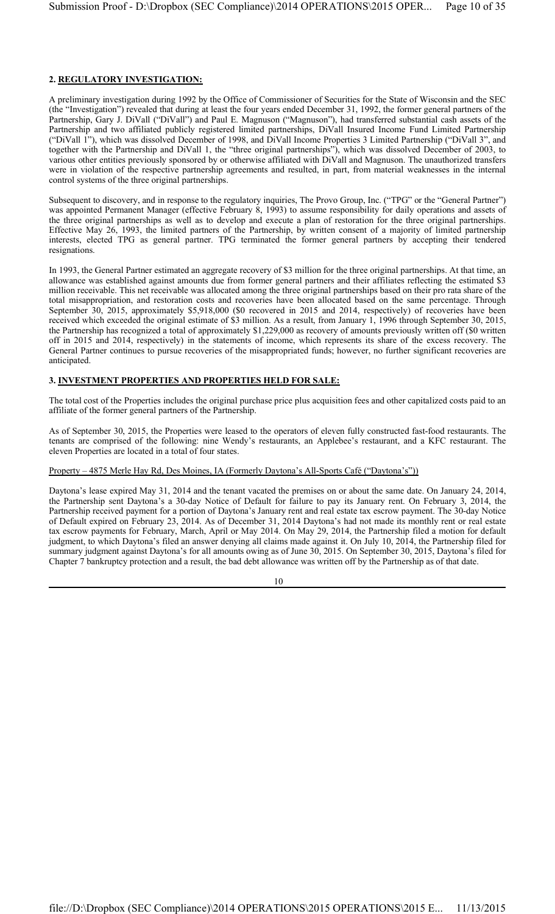**2. REGULATORY INVESTIGATION:**

A preliminary investigation during 1992 by the Office of Commissioner of Securities for the State of Wisconsin and the SEC (the "Investigation") revealed that during at least the four years ended December 31, 1992, the former general partners of the Partnership, Gary J. DiVall ("DiVall") and Paul E. Magnuson ("Magnuson"), had transferred substantial cash assets of the Partnership and two affiliated publicly registered limited partnerships, DiVall Insured Income Fund Limited Partnership ("DiVall 1"), which was dissolved December of 1998, and DiVall Income Properties 3 Limited Partnership ("DiVall 3", and together with the Partnership and DiVall 1, the "three original partnerships"), which was dissolved December of 2003, to various other entities previously sponsored by or otherwise affiliated with DiVall and Magnuson. The unauthorized transfers were in violation of the respective partnership agreements and resulted, in part, from material weaknesses in the internal control systems of the three original partnerships.

Subsequent to discovery, and in response to the regulatory inquiries, The Provo Group, Inc. ("TPG" or the "General Partner") was appointed Permanent Manager (effective February 8, 1993) to assume responsibility for daily operations and assets of the three original partnerships as well as to develop and execute a plan of restoration for the three original partnerships. Effective May 26, 1993, the limited partners of the Partnership, by written consent of a majority of limited partnership interests, elected TPG as general partner. TPG terminated the former general partners by accepting their tendered resignations.

In 1993, the General Partner estimated an aggregate recovery of $3 million for the three original partnerships. At that time, an allowance was established against amounts due from former general partners and their affiliates reflecting the estimated $3 million receivable. This net receivable was allocated among the three original partnerships based on their pro rata share of the total misappropriation, and restoration costs and recoveries have been allocated based on the same percentage. Through September 30, 2015, approximately $5,918,000 ($0 recovered in 2015 and 2014, respectively) of recoveries have been received which exceeded the original estimate of $3 million. As a result, from January 1, 1996 through September 30, 2015, the Partnership has recognized a total of approximately $1,229,000 as recovery of amounts previously written off ($0 written off in 2015 and 2014, respectively) in the statements of income, which represents its share of the excess recovery. The General Partner continues to pursue recoveries of the misappropriated funds; however, no further significant recoveries are anticipated.

**3. INVESTMENT PROPERTIES AND PROPERTIES HELD FOR SALE:**

The total cost of the Properties includes the original purchase price plus acquisition fees and other capitalized costs paid to an affiliate of the former general partners of the Partnership.

As of September 30, 2015, the Properties were leased to the operators of eleven fully constructed fast-food restaurants. The tenants are comprised of the following: nine Wendy's restaurants, an Applebee's restaurant, and a KFC restaurant. The eleven Properties are located in a total of four states.

Property – 4875 Merle Hay Rd, Des Moines, IA (Formerly Daytona's All-Sports Café ("Daytona's"))

Daytona's lease expired May 31, 2014 and the tenant vacated the premises on or about the same date. On January 24, 2014, the Partnership sent Daytona's a 30-day Notice of Default for failure to pay its January rent. On February 3, 2014, the Partnership received payment for a portion of Daytona's January rent and real estate tax escrow payment. The 30-day Notice of Default expired on February 23, 2014. As of December 31, 2014 Daytona's had not made its monthly rent or real estate tax escrow payments for February, March, April or May 2014. On May 29, 2014, the Partnership filed a motion for default judgment, to which Daytona's filed an answer denying all claims made against it. On July 10, 2014, the Partnership filed for summary judgment against Daytona's for all amounts owing as of June 30, 2015. On September 30, 2015, Daytona's filed for Chapter 7 bankruptcy protection and a result, the bad debt allowance was written off by the Partnership as of that date.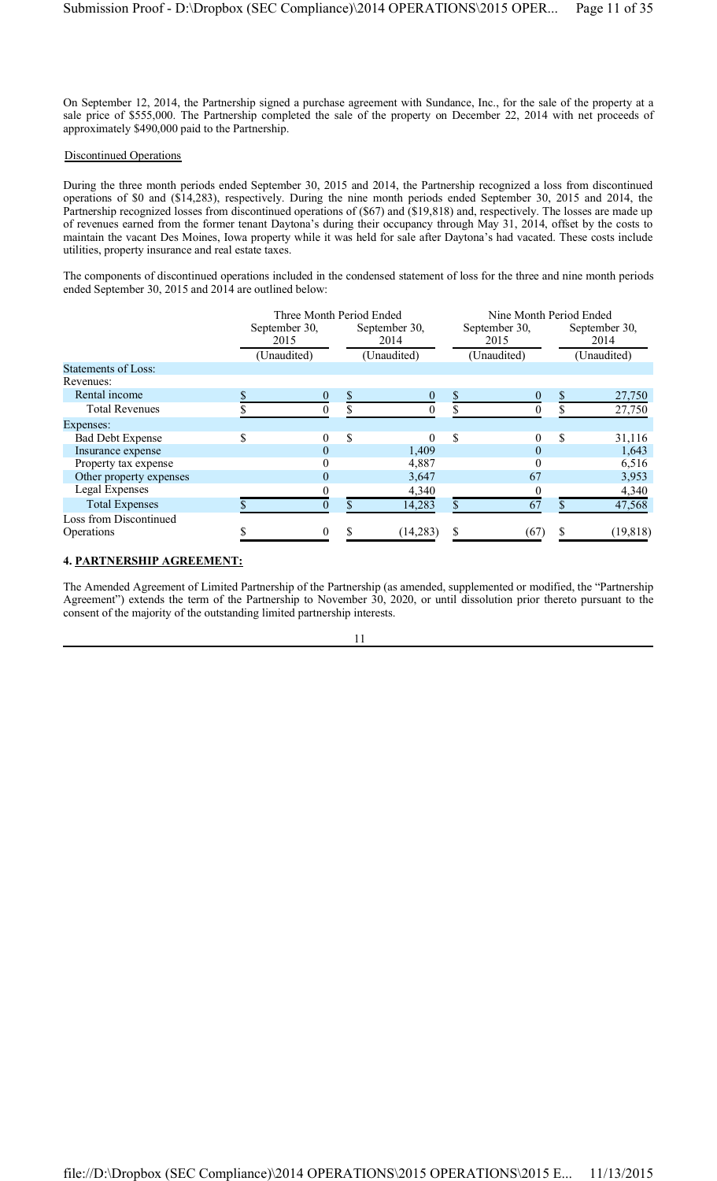On September 12, 2014, the Partnership signed a purchase agreement with Sundance, Inc., for the sale of the property at a sale price of $555,000. The Partnership completed the sale of the property on December 22, 2014 with net proceeds of approximately $490,000 paid to the Partnership.

Discontinued Operations

During the three month periods ended September 30, 2015 and 2014, the Partnership recognized a loss from discontinued operations of $0 and ($14,283), respectively. During the nine month periods ended September 30, 2015 and 2014, the Partnership recognized losses from discontinued operations of ($67) and ($19,818) and, respectively. The losses are made up of revenues earned from the former tenant Daytona's during their occupancy through May 31, 2014, offset by the costs to maintain the vacant Des Moines, Iowa property while it was held for sale after Daytona's had vacated. These costs include utilities, property insurance and real estate taxes.

The components of discontinued operations included in the condensed statement of loss for the three and nine month periods ended September 30, 2015 and 2014 are outlined below:

| | Three Month Period Ended | | Nine Month Period Ended | |
|---|---|---|---|---|
| | September 30, 2015 | September 30, 2014 | September 30, 2015 | September 30, 2014 |
| | (Unaudited) | (Unaudited) | (Unaudited) | (Unaudited) |
| Statements of Loss: | | | | |
| Revenues: | | | | |
| Rental income | $ 0 | $ 0 | $ 0 | $ 27,750 |
| Total Revenues | $ 0 | $ 0 | $ 0 | $ 27,750 |
| Expenses: | | | | |
| Bad Debt Expense | $ 0 | $ 0 | $ 0 | $ 31,116 |
| Insurance expense | 0 | 1,409 | 0 | 1,643 |
| Property tax expense | 0 | 4,887 | 0 | 6,516 |
| Other property expenses | 0 | 3,647 | 67 | 3,953 |
| Legal Expenses | 0 | 4,340 | 0 | 4,340 |
| Total Expenses | $ 0 | $ 14,283 | $ 67 | $ 47,568 |
| Loss from Discontinued Operations | $ 0 | $ (14,283) | $ (67) | $ (19,818) |

## 4. PARTNERSHIP AGREEMENT:

The Amended Agreement of Limited Partnership of the Partnership (as amended, supplemented or modified, the "Partnership Agreement") extends the term of the Partnership to November 30, 2020, or until dissolution prior thereto pursuant to the consent of the majority of the outstanding limited partnership interests.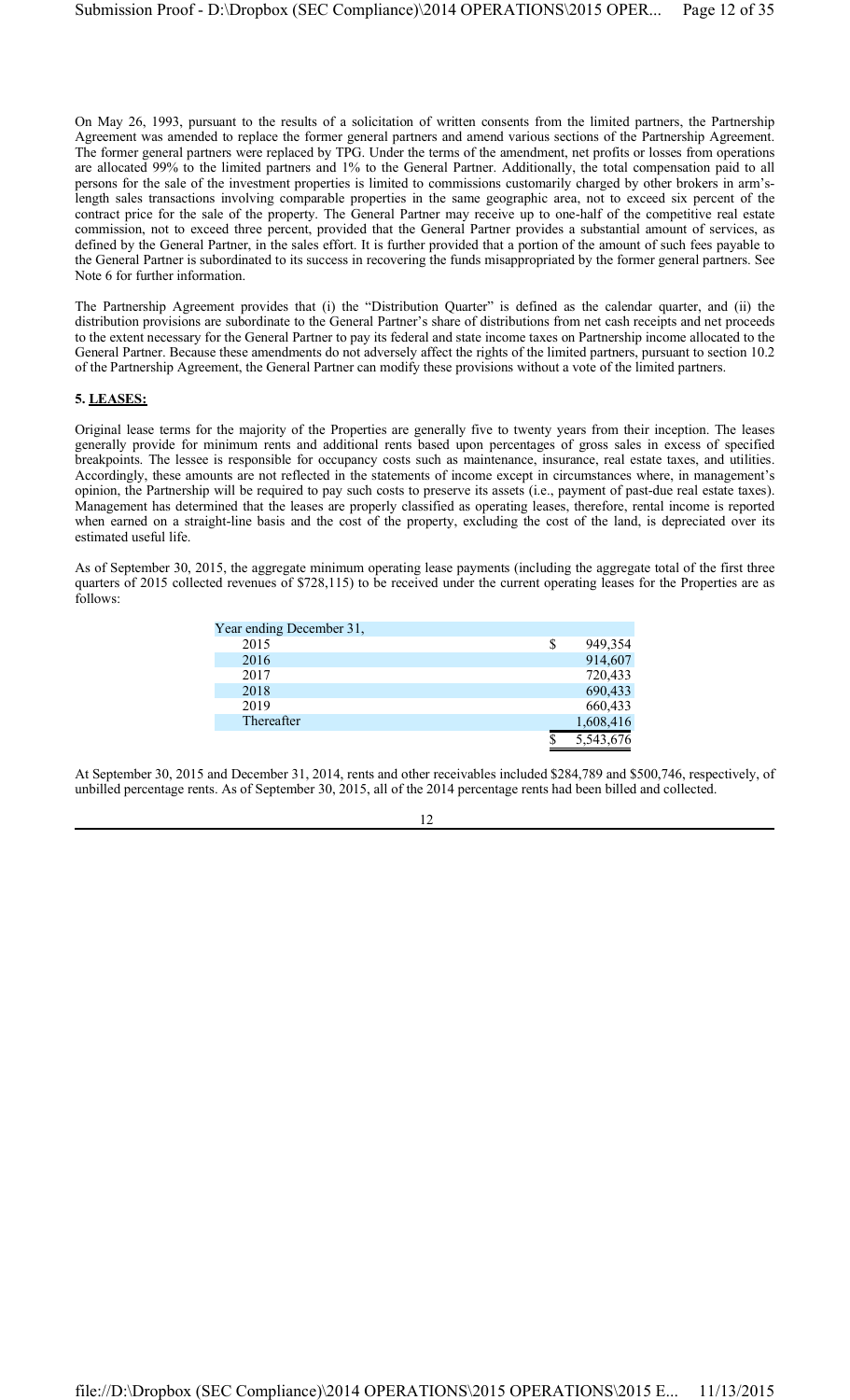On May 26, 1993, pursuant to the results of a solicitation of written consents from the limited partners, the Partnership Agreement was amended to replace the former general partners and amend various sections of the Partnership Agreement. The former general partners were replaced by TPG. Under the terms of the amendment, net profits or losses from operations are allocated 99% to the limited partners and 1% to the General Partner. Additionally, the total compensation paid to all persons for the sale of the investment properties is limited to commissions customarily charged by other brokers in arm's-length sales transactions involving comparable properties in the same geographic area, not to exceed six percent of the contract price for the sale of the property. The General Partner may receive up to one-half of the competitive real estate commission, not to exceed three percent, provided that the General Partner provides a substantial amount of services, as defined by the General Partner, in the sales effort. It is further provided that a portion of the amount of such fees payable to the General Partner is subordinated to its success in recovering the funds misappropriated by the former general partners. See Note 6 for further information.

The Partnership Agreement provides that (i) the "Distribution Quarter" is defined as the calendar quarter, and (ii) the distribution provisions are subordinate to the General Partner's share of distributions from net cash receipts and net proceeds to the extent necessary for the General Partner to pay its federal and state income taxes on Partnership income allocated to the General Partner. Because these amendments do not adversely affect the rights of the limited partners, pursuant to section 10.2 of the Partnership Agreement, the General Partner can modify these provisions without a vote of the limited partners.

## 5. LEASES:

Original lease terms for the majority of the Properties are generally five to twenty years from their inception. The leases generally provide for minimum rents and additional rents based upon percentages of gross sales in excess of specified breakpoints. The lessee is responsible for occupancy costs such as maintenance, insurance, real estate taxes, and utilities. Accordingly, these amounts are not reflected in the statements of income except in circumstances where, in management's opinion, the Partnership will be required to pay such costs to preserve its assets (i.e., payment of past-due real estate taxes). Management has determined that the leases are properly classified as operating leases, therefore, rental income is reported when earned on a straight-line basis and the cost of the property, excluding the cost of the land, is depreciated over its estimated useful life.

As of September 30, 2015, the aggregate minimum operating lease payments (including the aggregate total of the first three quarters of 2015 collected revenues of $728,115) to be received under the current operating leases for the Properties are as follows:

| Year ending December 31, | |
|---|---|
| 2015 | $ 949,354 |
| 2016 | 914,607 |
| 2017 | 720,433 |
| 2018 | 690,433 |
| 2019 | 660,433 |
| Thereafter | 1,608,416 |
| | $ 5,543,676 |

At September 30, 2015 and December 31, 2014, rents and other receivables included $284,789 and $500,746, respectively, of unbilled percentage rents. As of September 30, 2015, all of the 2014 percentage rents had been billed and collected.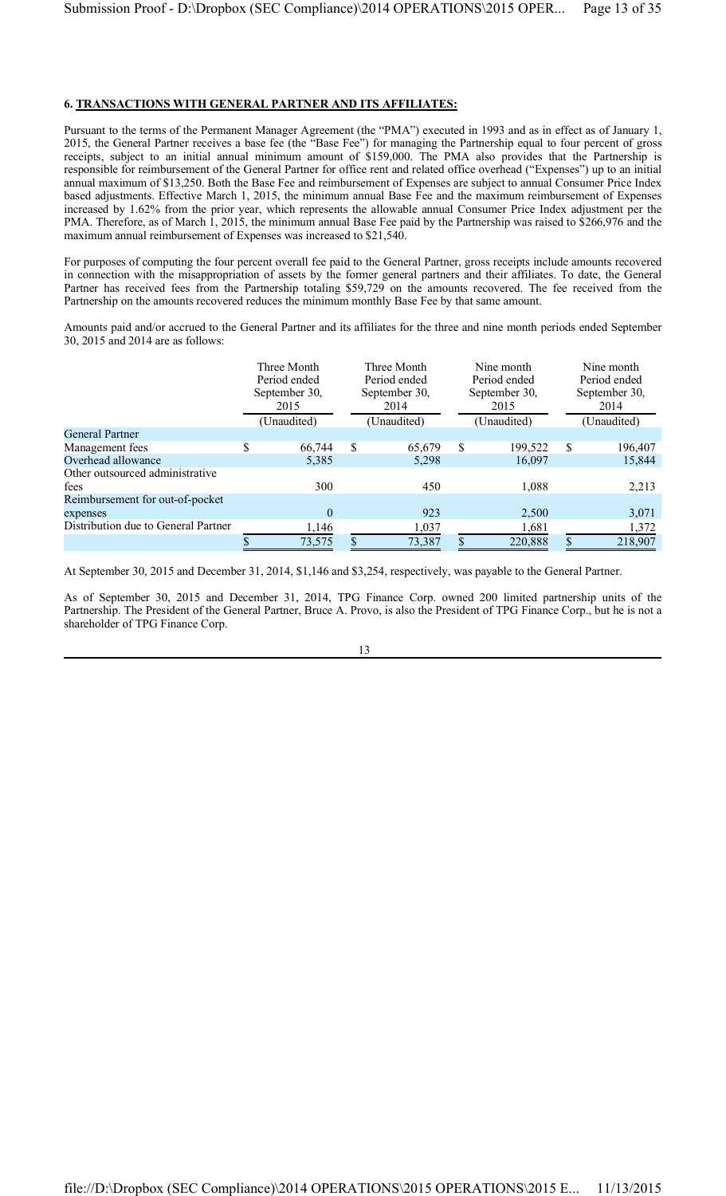### 6. TRANSACTIONS WITH GENERAL PARTNER AND ITS AFFILIATES:

Pursuant to the terms of the Permanent Manager Agreement (the "PMA") executed in 1993 and as in effect as of January 1, 2015, the General Partner receives a base fee (the "Base Fee") for managing the Partnership equal to four percent of gross receipts, subject to an initial annual minimum amount of $159,000. The PMA also provides that the Partnership is responsible for reimbursement of the General Partner for office rent and related office overhead ("Expenses") up to an initial annual maximum of $13,250. Both the Base Fee and reimbursement of Expenses are subject to annual Consumer Price Index based adjustments. Effective March 1, 2015, the minimum annual Base Fee and the maximum reimbursement of Expenses increased by 1.62% from the prior year, which represents the allowable annual Consumer Price Index adjustment per the PMA. Therefore, as of March 1, 2015, the minimum annual Base Fee paid by the Partnership was raised to $266,976 and the maximum annual reimbursement of Expenses was increased to $21,540.

For purposes of computing the four percent overall fee paid to the General Partner, gross receipts include amounts recovered in connection with the misappropriation of assets by the former general partners and their affiliates. To date, the General Partner has received fees from the Partnership totaling $59,729 on the amounts recovered. The fee received from the Partnership on the amounts recovered reduces the minimum monthly Base Fee by that same amount.

Amounts paid and/or accrued to the General Partner and its affiliates for the three and nine month periods ended September 30, 2015 and 2014 are as follows:

| | Three Month Period ended September 30, 2015 | Three Month Period ended September 30, 2014 | Nine month Period ended September 30, 2015 | Nine month Period ended September 30, 2014 |
|---|---|---|---|---|
| | (Unaudited) | (Unaudited) | (Unaudited) | (Unaudited) |
| General Partner | | | | |
| Management fees | $ 66,744 | $ 65,679 | $ 199,522 | $ 196,407 |
| Overhead allowance | 5,385 | 5,298 | 16,097 | 15,844 |
| Other outsourced administrative fees | 300 | 450 | 1,088 | 2,213 |
| Reimbursement for out-of-pocket expenses | 0 | 923 | 2,500 | 3,071 |
| Distribution due to General Partner | 1,146 | 1,037 | 1,681 | 1,372 |
| | $ 73,575 | $ 73,387 | $ 220,888 | $ 218,907 |

At September 30, 2015 and December 31, 2014, $1,146 and $3,254, respectively, was payable to the General Partner.

As of September 30, 2015 and December 31, 2014, TPG Finance Corp. owned 200 limited partnership units of the Partnership. The President of the General Partner, Bruce A. Provo, is also the President of TPG Finance Corp., but he is not a shareholder of TPG Finance Corp.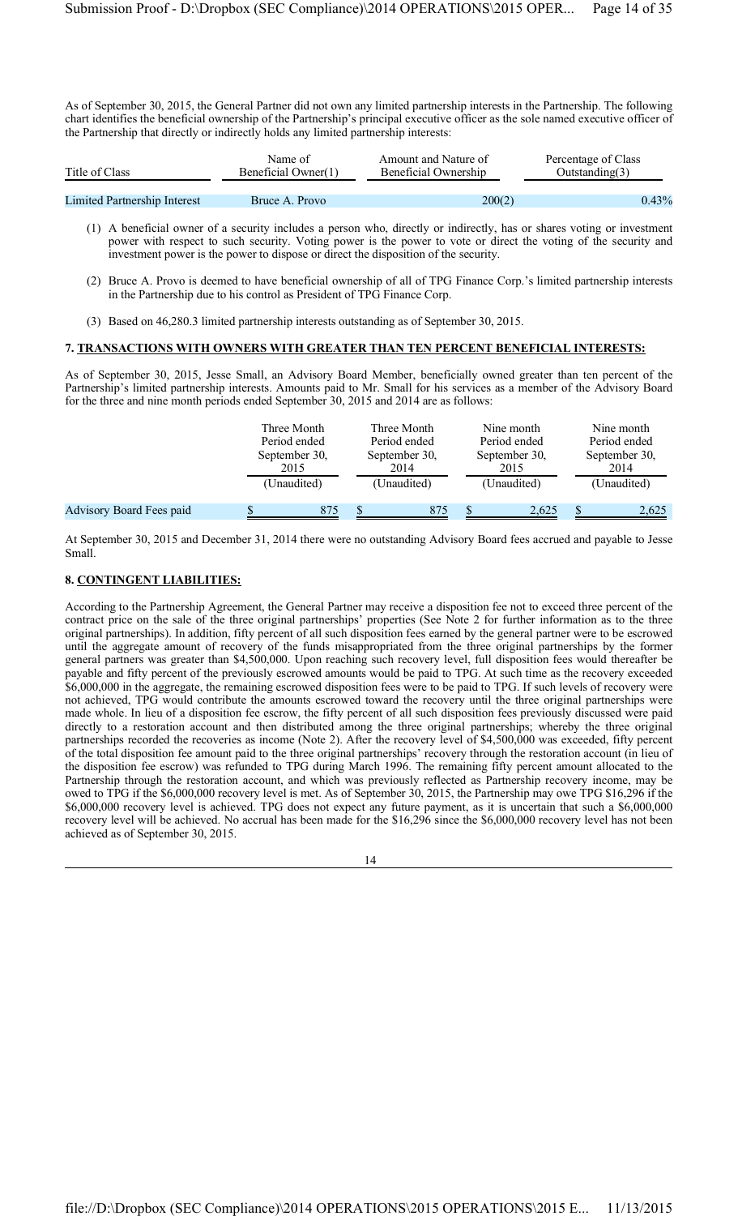As of September 30, 2015, the General Partner did not own any limited partnership interests in the Partnership. The following chart identifies the beneficial ownership of the Partnership's principal executive officer as the sole named executive officer of the Partnership that directly or indirectly holds any limited partnership interests:

| Title of Class | Name of Beneficial Owner(1) | Amount and Nature of Beneficial Ownership | Percentage of Class Outstanding(3) |
|---|---|---|---|
| Limited Partnership Interest | Bruce A. Provo | 200(2) | 0.43% |

(1) A beneficial owner of a security includes a person who, directly or indirectly, has or shares voting or investment power with respect to such security. Voting power is the power to vote or direct the voting of the security and investment power is the power to dispose or direct the disposition of the security.

(2) Bruce A. Provo is deemed to have beneficial ownership of all of TPG Finance Corp.'s limited partnership interests in the Partnership due to his control as President of TPG Finance Corp.

(3) Based on 46,280.3 limited partnership interests outstanding as of September 30, 2015.

## 7. TRANSACTIONS WITH OWNERS WITH GREATER THAN TEN PERCENT BENEFICIAL INTERESTS:

As of September 30, 2015, Jesse Small, an Advisory Board Member, beneficially owned greater than ten percent of the Partnership's limited partnership interests. Amounts paid to Mr. Small for his services as a member of the Advisory Board for the three and nine month periods ended September 30, 2015 and 2014 are as follows:

| | Three Month Period ended September 30, 2015 (Unaudited) | Three Month Period ended September 30, 2014 (Unaudited) | Nine month Period ended September 30, 2015 (Unaudited) | Nine month Period ended September 30, 2014 (Unaudited) |
|---|---|---|---|---|
| Advisory Board Fees paid | $ 875 | $ 875 | $ 2,625 | $ 2,625 |

At September 30, 2015 and December 31, 2014 there were no outstanding Advisory Board fees accrued and payable to Jesse Small.

## 8. CONTINGENT LIABILITIES:

According to the Partnership Agreement, the General Partner may receive a disposition fee not to exceed three percent of the contract price on the sale of the three original partnerships' properties (See Note 2 for further information as to the three original partnerships). In addition, fifty percent of all such disposition fees earned by the general partner were to be escrowed until the aggregate amount of recovery of the funds misappropriated from the three original partnerships by the former general partners was greater than $4,500,000. Upon reaching such recovery level, full disposition fees would thereafter be payable and fifty percent of the previously escrowed amounts would be paid to TPG. At such time as the recovery exceeded $6,000,000 in the aggregate, the remaining escrowed disposition fees were to be paid to TPG. If such levels of recovery were not achieved, TPG would contribute the amounts escrowed toward the recovery until the three original partnerships were made whole. In lieu of a disposition fee escrow, the fifty percent of all such disposition fees previously discussed were paid directly to a restoration account and then distributed among the three original partnerships; whereby the three original partnerships recorded the recoveries as income (Note 2). After the recovery level of $4,500,000 was exceeded, fifty percent of the total disposition fee amount paid to the three original partnerships' recovery through the restoration account (in lieu of the disposition fee escrow) was refunded to TPG during March 1996. The remaining fifty percent amount allocated to the Partnership through the restoration account, and which was previously reflected as Partnership recovery income, may be owed to TPG if the $6,000,000 recovery level is met. As of September 30, 2015, the Partnership may owe TPG $16,296 if the $6,000,000 recovery level is achieved. TPG does not expect any future payment, as it is uncertain that such a $6,000,000 recovery level will be achieved. No accrual has been made for the $16,296 since the $6,000,000 recovery level has not been achieved as of September 30, 2015.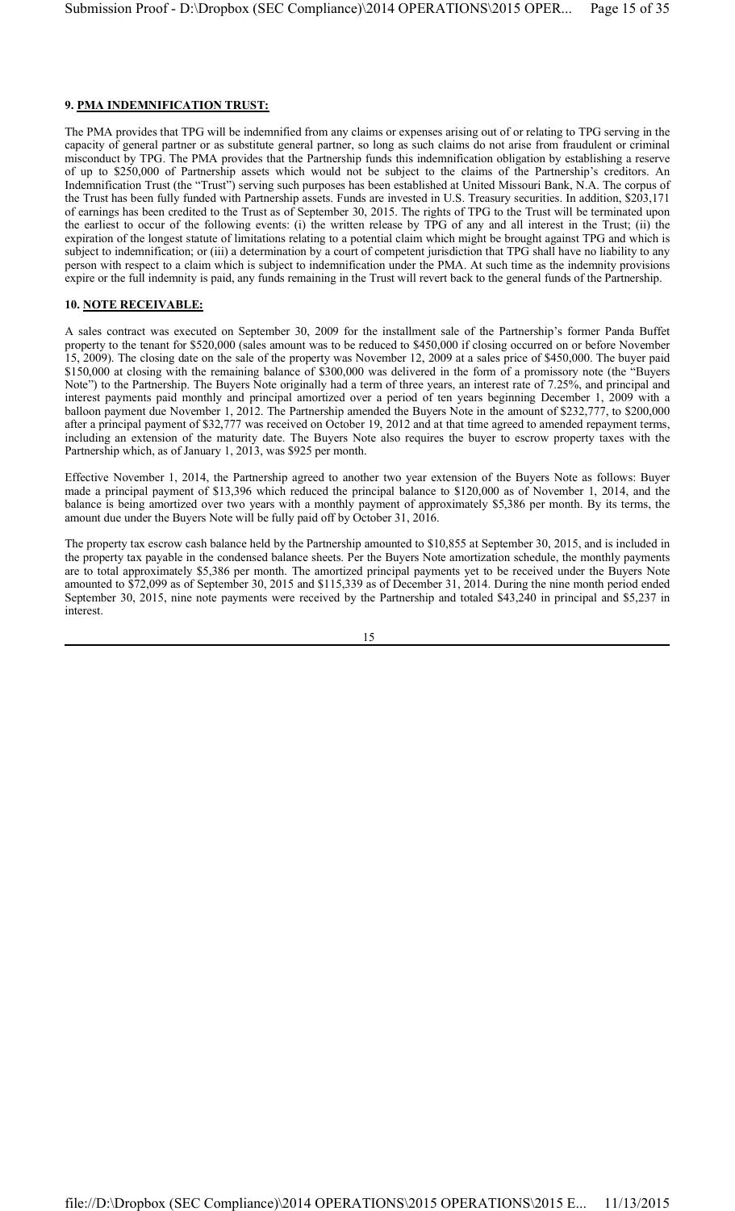## 9. PMA INDEMNIFICATION TRUST:

The PMA provides that TPG will be indemnified from any claims or expenses arising out of or relating to TPG serving in the capacity of general partner or as substitute general partner, so long as such claims do not arise from fraudulent or criminal misconduct by TPG. The PMA provides that the Partnership funds this indemnification obligation by establishing a reserve of up to $250,000 of Partnership assets which would not be subject to the claims of the Partnership's creditors. An Indemnification Trust (the "Trust") serving such purposes has been established at United Missouri Bank, N.A. The corpus of the Trust has been fully funded with Partnership assets. Funds are invested in U.S. Treasury securities. In addition, $203,171 of earnings has been credited to the Trust as of September 30, 2015. The rights of TPG to the Trust will be terminated upon the earliest to occur of the following events: (i) the written release by TPG of any and all interest in the Trust; (ii) the expiration of the longest statute of limitations relating to a potential claim which might be brought against TPG and which is subject to indemnification; or (iii) a determination by a court of competent jurisdiction that TPG shall have no liability to any person with respect to a claim which is subject to indemnification under the PMA. At such time as the indemnity provisions expire or the full indemnity is paid, any funds remaining in the Trust will revert back to the general funds of the Partnership.

## 10. NOTE RECEIVABLE:

A sales contract was executed on September 30, 2009 for the installment sale of the Partnership's former Panda Buffet property to the tenant for $520,000 (sales amount was to be reduced to $450,000 if closing occurred on or before November 15, 2009). The closing date on the sale of the property was November 12, 2009 at a sales price of $450,000. The buyer paid $150,000 at closing with the remaining balance of $300,000 was delivered in the form of a promissory note (the "Buyers Note") to the Partnership. The Buyers Note originally had a term of three years, an interest rate of 7.25%, and principal and interest payments paid monthly and principal amortized over a period of ten years beginning December 1, 2009 with a balloon payment due November 1, 2012. The Partnership amended the Buyers Note in the amount of $232,777, to $200,000 after a principal payment of $32,777 was received on October 19, 2012 and at that time agreed to amended repayment terms, including an extension of the maturity date. The Buyers Note also requires the buyer to escrow property taxes with the Partnership which, as of January 1, 2013, was $925 per month.

Effective November 1, 2014, the Partnership agreed to another two year extension of the Buyers Note as follows: Buyer made a principal payment of $13,396 which reduced the principal balance to $120,000 as of November 1, 2014, and the balance is being amortized over two years with a monthly payment of approximately $5,386 per month. By its terms, the amount due under the Buyers Note will be fully paid off by October 31, 2016.

The property tax escrow cash balance held by the Partnership amounted to $10,855 at September 30, 2015, and is included in the property tax payable in the condensed balance sheets. Per the Buyers Note amortization schedule, the monthly payments are to total approximately $5,386 per month. The amortized principal payments yet to be received under the Buyers Note amounted to $72,099 as of September 30, 2015 and $115,339 as of December 31, 2014. During the nine month period ended September 30, 2015, nine note payments were received by the Partnership and totaled $43,240 in principal and $5,237 in interest.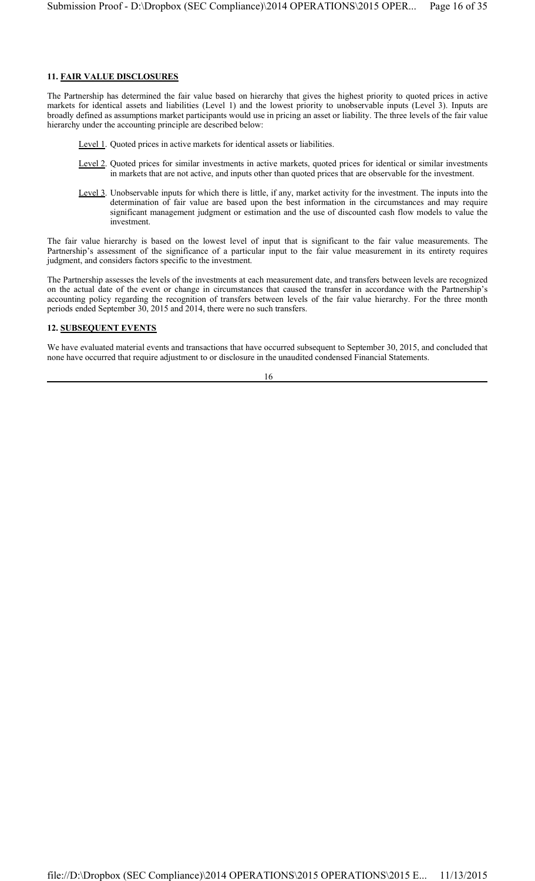### 11. FAIR VALUE DISCLOSURES

The Partnership has determined the fair value based on hierarchy that gives the highest priority to quoted prices in active markets for identical assets and liabilities (Level 1) and the lowest priority to unobservable inputs (Level 3). Inputs are broadly defined as assumptions market participants would use in pricing an asset or liability. The three levels of the fair value hierarchy under the accounting principle are described below:

- Level 1. Quoted prices in active markets for identical assets or liabilities.
- Level 2. Quoted prices for similar investments in active markets, quoted prices for identical or similar investments in markets that are not active, and inputs other than quoted prices that are observable for the investment.
- Level 3. Unobservable inputs for which there is little, if any, market activity for the investment. The inputs into the determination of fair value are based upon the best information in the circumstances and may require significant management judgment or estimation and the use of discounted cash flow models to value the investment.

The fair value hierarchy is based on the lowest level of input that is significant to the fair value measurements. The Partnership's assessment of the significance of a particular input to the fair value measurement in its entirety requires judgment, and considers factors specific to the investment.

The Partnership assesses the levels of the investments at each measurement date, and transfers between levels are recognized on the actual date of the event or change in circumstances that caused the transfer in accordance with the Partnership's accounting policy regarding the recognition of transfers between levels of the fair value hierarchy. For the three month periods ended September 30, 2015 and 2014, there were no such transfers.

### 12. SUBSEQUENT EVENTS

We have evaluated material events and transactions that have occurred subsequent to September 30, 2015, and concluded that none have occurred that require adjustment to or disclosure in the unaudited condensed Financial Statements.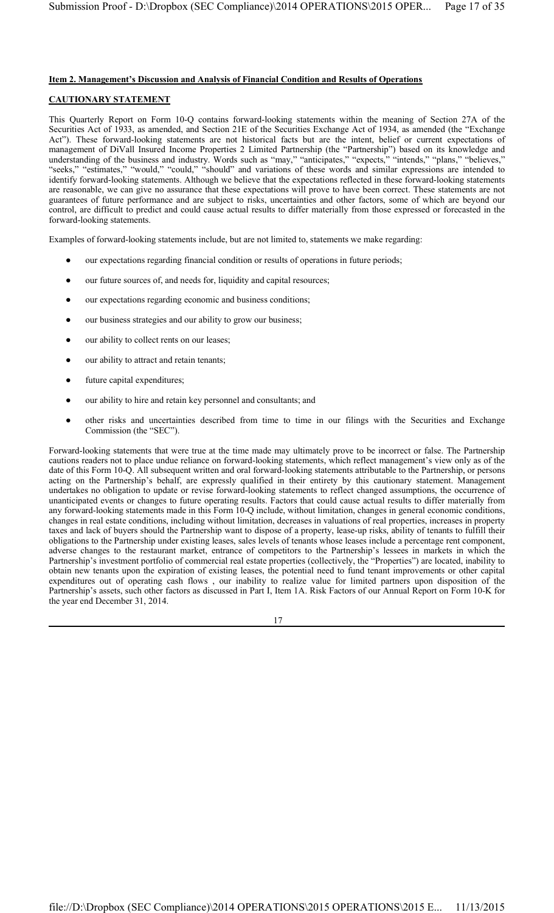**Item 2. Management's Discussion and Analysis of Financial Condition and Results of Operations**

**CAUTIONARY STATEMENT**

This Quarterly Report on Form 10-Q contains forward-looking statements within the meaning of Section 27A of the Securities Act of 1933, as amended, and Section 21E of the Securities Exchange Act of 1934, as amended (the "Exchange Act"). These forward-looking statements are not historical facts but are the intent, belief or current expectations of management of DiVall Insured Income Properties 2 Limited Partnership (the "Partnership") based on its knowledge and understanding of the business and industry. Words such as "may," "anticipates," "expects," "intends," "plans," "believes," "seeks," "estimates," "would," "could," "should" and variations of these words and similar expressions are intended to identify forward-looking statements. Although we believe that the expectations reflected in these forward-looking statements are reasonable, we can give no assurance that these expectations will prove to have been correct. These statements are not guarantees of future performance and are subject to risks, uncertainties and other factors, some of which are beyond our control, are difficult to predict and could cause actual results to differ materially from those expressed or forecasted in the forward-looking statements.

Examples of forward-looking statements include, but are not limited to, statements we make regarding:

- our expectations regarding financial condition or results of operations in future periods;
- our future sources of, and needs for, liquidity and capital resources;
- our expectations regarding economic and business conditions;
- our business strategies and our ability to grow our business;
- our ability to collect rents on our leases;
- our ability to attract and retain tenants;
- future capital expenditures;
- our ability to hire and retain key personnel and consultants; and
- other risks and uncertainties described from time to time in our filings with the Securities and Exchange Commission (the "SEC").

Forward-looking statements that were true at the time made may ultimately prove to be incorrect or false. The Partnership cautions readers not to place undue reliance on forward-looking statements, which reflect management's view only as of the date of this Form 10-Q. All subsequent written and oral forward-looking statements attributable to the Partnership, or persons acting on the Partnership's behalf, are expressly qualified in their entirety by this cautionary statement. Management undertakes no obligation to update or revise forward-looking statements to reflect changed assumptions, the occurrence of unanticipated events or changes to future operating results. Factors that could cause actual results to differ materially from any forward-looking statements made in this Form 10-Q include, without limitation, changes in general economic conditions, changes in real estate conditions, including without limitation, decreases in valuations of real properties, increases in property taxes and lack of buyers should the Partnership want to dispose of a property, lease-up risks, ability of tenants to fulfill their obligations to the Partnership under existing leases, sales levels of tenants whose leases include a percentage rent component, adverse changes to the restaurant market, entrance of competitors to the Partnership's lessees in markets in which the Partnership's investment portfolio of commercial real estate properties (collectively, the "Properties") are located, inability to obtain new tenants upon the expiration of existing leases, the potential need to fund tenant improvements or other capital expenditures out of operating cash flows , our inability to realize value for limited partners upon disposition of the Partnership's assets, such other factors as discussed in Part I, Item 1A. Risk Factors of our Annual Report on Form 10-K for the year end December 31, 2014.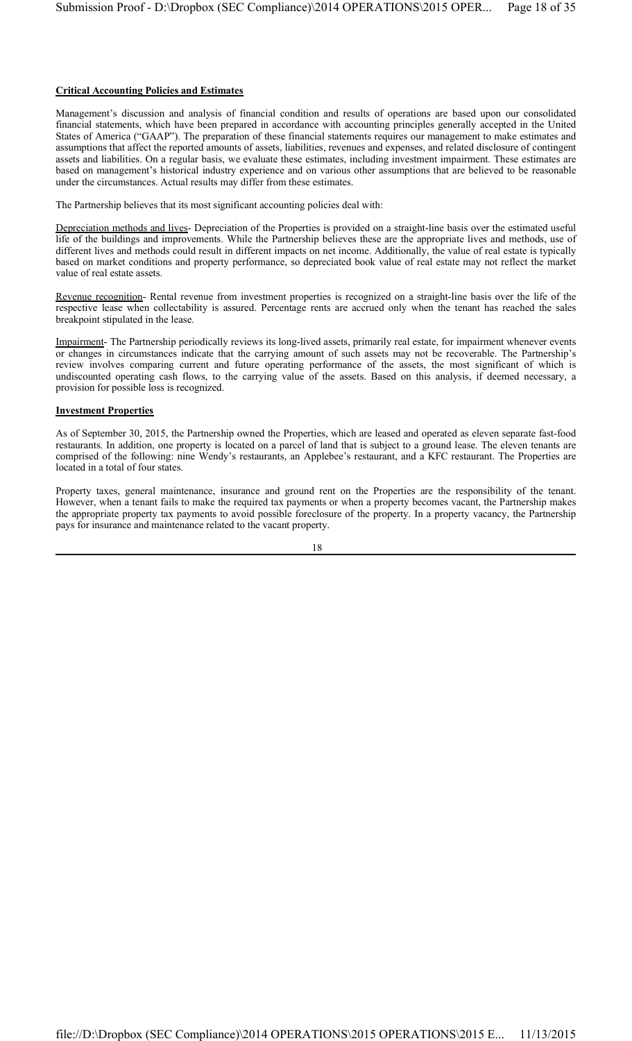**Critical Accounting Policies and Estimates**

Management's discussion and analysis of financial condition and results of operations are based upon our consolidated financial statements, which have been prepared in accordance with accounting principles generally accepted in the United States of America ("GAAP"). The preparation of these financial statements requires our management to make estimates and assumptions that affect the reported amounts of assets, liabilities, revenues and expenses, and related disclosure of contingent assets and liabilities. On a regular basis, we evaluate these estimates, including investment impairment. These estimates are based on management's historical industry experience and on various other assumptions that are believed to be reasonable under the circumstances. Actual results may differ from these estimates.

The Partnership believes that its most significant accounting policies deal with:

Depreciation methods and lives- Depreciation of the Properties is provided on a straight-line basis over the estimated useful life of the buildings and improvements. While the Partnership believes these are the appropriate lives and methods, use of different lives and methods could result in different impacts on net income. Additionally, the value of real estate is typically based on market conditions and property performance, so depreciated book value of real estate may not reflect the market value of real estate assets.

Revenue recognition- Rental revenue from investment properties is recognized on a straight-line basis over the life of the respective lease when collectability is assured. Percentage rents are accrued only when the tenant has reached the sales breakpoint stipulated in the lease.

Impairment- The Partnership periodically reviews its long-lived assets, primarily real estate, for impairment whenever events or changes in circumstances indicate that the carrying amount of such assets may not be recoverable. The Partnership's review involves comparing current and future operating performance of the assets, the most significant of which is undiscounted operating cash flows, to the carrying value of the assets. Based on this analysis, if deemed necessary, a provision for possible loss is recognized.

**Investment Properties**

As of September 30, 2015, the Partnership owned the Properties, which are leased and operated as eleven separate fast-food restaurants. In addition, one property is located on a parcel of land that is subject to a ground lease. The eleven tenants are comprised of the following: nine Wendy's restaurants, an Applebee's restaurant, and a KFC restaurant. The Properties are located in a total of four states.

Property taxes, general maintenance, insurance and ground rent on the Properties are the responsibility of the tenant. However, when a tenant fails to make the required tax payments or when a property becomes vacant, the Partnership makes the appropriate property tax payments to avoid possible foreclosure of the property. In a property vacancy, the Partnership pays for insurance and maintenance related to the vacant property.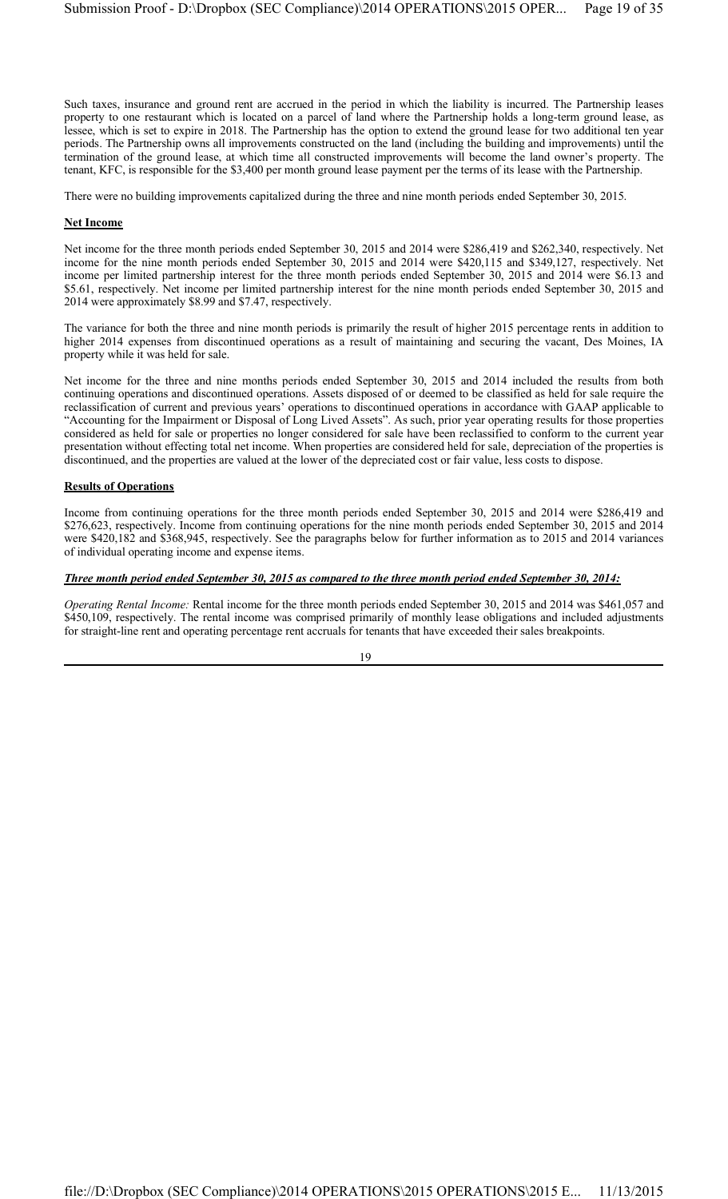Such taxes, insurance and ground rent are accrued in the period in which the liability is incurred. The Partnership leases property to one restaurant which is located on a parcel of land where the Partnership holds a long-term ground lease, as lessee, which is set to expire in 2018. The Partnership has the option to extend the ground lease for two additional ten year periods. The Partnership owns all improvements constructed on the land (including the building and improvements) until the termination of the ground lease, at which time all constructed improvements will become the land owner's property. The tenant, KFC, is responsible for the $3,400 per month ground lease payment per the terms of its lease with the Partnership.

There were no building improvements capitalized during the three and nine month periods ended September 30, 2015.

**Net Income**

Net income for the three month periods ended September 30, 2015 and 2014 were $286,419 and $262,340, respectively. Net income for the nine month periods ended September 30, 2015 and 2014 were $420,115 and $349,127, respectively. Net income per limited partnership interest for the three month periods ended September 30, 2015 and 2014 were $6.13 and $5.61, respectively. Net income per limited partnership interest for the nine month periods ended September 30, 2015 and 2014 were approximately $8.99 and $7.47, respectively.

The variance for both the three and nine month periods is primarily the result of higher 2015 percentage rents in addition to higher 2014 expenses from discontinued operations as a result of maintaining and securing the vacant, Des Moines, IA property while it was held for sale.

Net income for the three and nine months periods ended September 30, 2015 and 2014 included the results from both continuing operations and discontinued operations. Assets disposed of or deemed to be classified as held for sale require the reclassification of current and previous years' operations to discontinued operations in accordance with GAAP applicable to "Accounting for the Impairment or Disposal of Long Lived Assets". As such, prior year operating results for those properties considered as held for sale or properties no longer considered for sale have been reclassified to conform to the current year presentation without effecting total net income. When properties are considered held for sale, depreciation of the properties is discontinued, and the properties are valued at the lower of the depreciated cost or fair value, less costs to dispose.

**Results of Operations**

Income from continuing operations for the three month periods ended September 30, 2015 and 2014 were $286,419 and $276,623, respectively. Income from continuing operations for the nine month periods ended September 30, 2015 and 2014 were $420,182 and $368,945, respectively. See the paragraphs below for further information as to 2015 and 2014 variances of individual operating income and expense items.

***Three month period ended September 30, 2015 as compared to the three month period ended September 30, 2014:***

*Operating Rental Income:* Rental income for the three month periods ended September 30, 2015 and 2014 was $461,057 and $450,109, respectively. The rental income was comprised primarily of monthly lease obligations and included adjustments for straight-line rent and operating percentage rent accruals for tenants that have exceeded their sales breakpoints.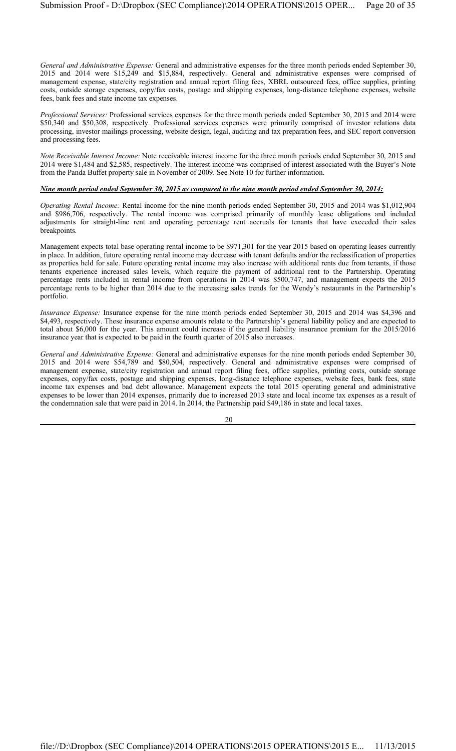*General and Administrative Expense:* General and administrative expenses for the three month periods ended September 30, 2015 and 2014 were $15,249 and $15,884, respectively. General and administrative expenses were comprised of management expense, state/city registration and annual report filing fees, XBRL outsourced fees, office supplies, printing costs, outside storage expenses, copy/fax costs, postage and shipping expenses, long-distance telephone expenses, website fees, bank fees and state income tax expenses.

*Professional Services:* Professional services expenses for the three month periods ended September 30, 2015 and 2014 were $50,340 and $50,308, respectively. Professional services expenses were primarily comprised of investor relations data processing, investor mailings processing, website design, legal, auditing and tax preparation fees, and SEC report conversion and processing fees.

*Note Receivable Interest Income:* Note receivable interest income for the three month periods ended September 30, 2015 and 2014 were $1,484 and $2,585, respectively. The interest income was comprised of interest associated with the Buyer's Note from the Panda Buffet property sale in November of 2009. See Note 10 for further information.

***Nine month period ended September 30, 2015 as compared to the nine month period ended September 30, 2014:***

*Operating Rental Income:* Rental income for the nine month periods ended September 30, 2015 and 2014 was $1,012,904 and $986,706, respectively. The rental income was comprised primarily of monthly lease obligations and included adjustments for straight-line rent and operating percentage rent accruals for tenants that have exceeded their sales breakpoints.

Management expects total base operating rental income to be $971,301 for the year 2015 based on operating leases currently in place. In addition, future operating rental income may decrease with tenant defaults and/or the reclassification of properties as properties held for sale. Future operating rental income may also increase with additional rents due from tenants, if those tenants experience increased sales levels, which require the payment of additional rent to the Partnership. Operating percentage rents included in rental income from operations in 2014 was $500,747, and management expects the 2015 percentage rents to be higher than 2014 due to the increasing sales trends for the Wendy's restaurants in the Partnership's portfolio.

*Insurance Expense:* Insurance expense for the nine month periods ended September 30, 2015 and 2014 was $4,396 and $4,493, respectively. These insurance expense amounts relate to the Partnership's general liability policy and are expected to total about $6,000 for the year. This amount could increase if the general liability insurance premium for the 2015/2016 insurance year that is expected to be paid in the fourth quarter of 2015 also increases.

*General and Administrative Expense:* General and administrative expenses for the nine month periods ended September 30, 2015 and 2014 were $54,789 and $80,504, respectively. General and administrative expenses were comprised of management expense, state/city registration and annual report filing fees, office supplies, printing costs, outside storage expenses, copy/fax costs, postage and shipping expenses, long-distance telephone expenses, website fees, bank fees, state income tax expenses and bad debt allowance. Management expects the total 2015 operating general and administrative expenses to be lower than 2014 expenses, primarily due to increased 2013 state and local income tax expenses as a result of the condemnation sale that were paid in 2014. In 2014, the Partnership paid $49,186 in state and local taxes.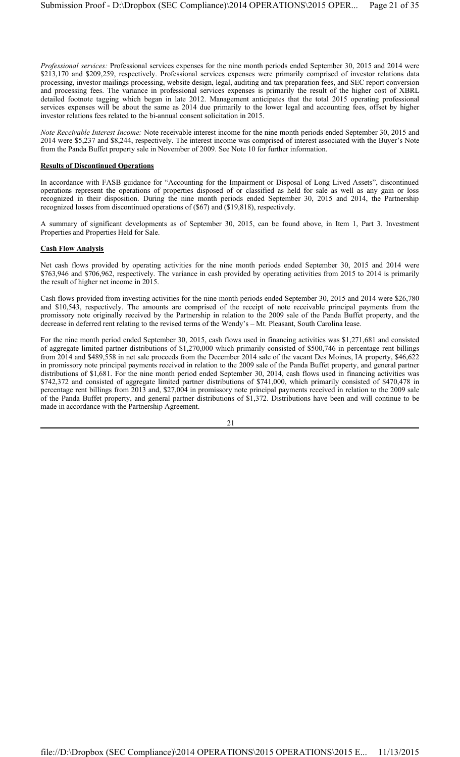*Professional services:* Professional services expenses for the nine month periods ended September 30, 2015 and 2014 were $213,170 and $209,259, respectively. Professional services expenses were primarily comprised of investor relations data processing, investor mailings processing, website design, legal, auditing and tax preparation fees, and SEC report conversion and processing fees. The variance in professional services expenses is primarily the result of the higher cost of XBRL detailed footnote tagging which began in late 2012. Management anticipates that the total 2015 operating professional services expenses will be about the same as 2014 due primarily to the lower legal and accounting fees, offset by higher investor relations fees related to the bi-annual consent solicitation in 2015.

*Note Receivable Interest Income:* Note receivable interest income for the nine month periods ended September 30, 2015 and 2014 were $5,237 and $8,244, respectively. The interest income was comprised of interest associated with the Buyer's Note from the Panda Buffet property sale in November of 2009. See Note 10 for further information.

**Results of Discontinued Operations**

In accordance with FASB guidance for "Accounting for the Impairment or Disposal of Long Lived Assets", discontinued operations represent the operations of properties disposed of or classified as held for sale as well as any gain or loss recognized in their disposition. During the nine month periods ended September 30, 2015 and 2014, the Partnership recognized losses from discontinued operations of ($67) and ($19,818), respectively.

A summary of significant developments as of September 30, 2015, can be found above, in Item 1, Part 3. Investment Properties and Properties Held for Sale.

**Cash Flow Analysis**

Net cash flows provided by operating activities for the nine month periods ended September 30, 2015 and 2014 were $763,946 and $706,962, respectively. The variance in cash provided by operating activities from 2015 to 2014 is primarily the result of higher net income in 2015.

Cash flows provided from investing activities for the nine month periods ended September 30, 2015 and 2014 were $26,780 and $10,543, respectively. The amounts are comprised of the receipt of note receivable principal payments from the promissory note originally received by the Partnership in relation to the 2009 sale of the Panda Buffet property, and the decrease in deferred rent relating to the revised terms of the Wendy's – Mt. Pleasant, South Carolina lease.

For the nine month period ended September 30, 2015, cash flows used in financing activities was $1,271,681 and consisted of aggregate limited partner distributions of $1,270,000 which primarily consisted of $500,746 in percentage rent billings from 2014 and $489,558 in net sale proceeds from the December 2014 sale of the vacant Des Moines, IA property, $46,622 in promissory note principal payments received in relation to the 2009 sale of the Panda Buffet property, and general partner distributions of $1,681. For the nine month period ended September 30, 2014, cash flows used in financing activities was $742,372 and consisted of aggregate limited partner distributions of $741,000, which primarily consisted of $470,478 in percentage rent billings from 2013 and, $27,004 in promissory note principal payments received in relation to the 2009 sale of the Panda Buffet property, and general partner distributions of $1,372. Distributions have been and will continue to be made in accordance with the Partnership Agreement.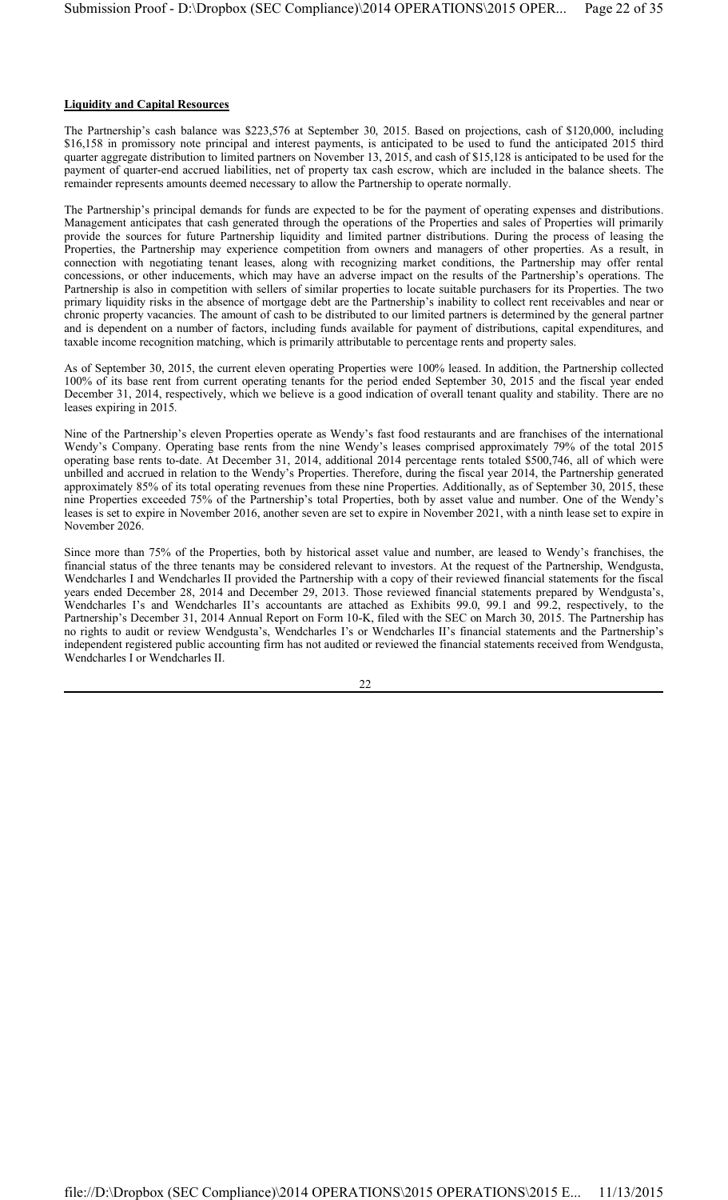**Liquidity and Capital Resources**

The Partnership's cash balance was $223,576 at September 30, 2015. Based on projections, cash of $120,000, including $16,158 in promissory note principal and interest payments, is anticipated to be used to fund the anticipated 2015 third quarter aggregate distribution to limited partners on November 13, 2015, and cash of $15,128 is anticipated to be used for the payment of quarter-end accrued liabilities, net of property tax cash escrow, which are included in the balance sheets. The remainder represents amounts deemed necessary to allow the Partnership to operate normally.

The Partnership's principal demands for funds are expected to be for the payment of operating expenses and distributions. Management anticipates that cash generated through the operations of the Properties and sales of Properties will primarily provide the sources for future Partnership liquidity and limited partner distributions. During the process of leasing the Properties, the Partnership may experience competition from owners and managers of other properties. As a result, in connection with negotiating tenant leases, along with recognizing market conditions, the Partnership may offer rental concessions, or other inducements, which may have an adverse impact on the results of the Partnership's operations. The Partnership is also in competition with sellers of similar properties to locate suitable purchasers for its Properties. The two primary liquidity risks in the absence of mortgage debt are the Partnership's inability to collect rent receivables and near or chronic property vacancies. The amount of cash to be distributed to our limited partners is determined by the general partner and is dependent on a number of factors, including funds available for payment of distributions, capital expenditures, and taxable income recognition matching, which is primarily attributable to percentage rents and property sales.

As of September 30, 2015, the current eleven operating Properties were 100% leased. In addition, the Partnership collected 100% of its base rent from current operating tenants for the period ended September 30, 2015 and the fiscal year ended December 31, 2014, respectively, which we believe is a good indication of overall tenant quality and stability. There are no leases expiring in 2015.

Nine of the Partnership's eleven Properties operate as Wendy's fast food restaurants and are franchises of the international Wendy's Company. Operating base rents from the nine Wendy's leases comprised approximately 79% of the total 2015 operating base rents to-date. At December 31, 2014, additional 2014 percentage rents totaled $500,746, all of which were unbilled and accrued in relation to the Wendy's Properties. Therefore, during the fiscal year 2014, the Partnership generated approximately 85% of its total operating revenues from these nine Properties. Additionally, as of September 30, 2015, these nine Properties exceeded 75% of the Partnership's total Properties, both by asset value and number. One of the Wendy's leases is set to expire in November 2016, another seven are set to expire in November 2021, with a ninth lease set to expire in November 2026.

Since more than 75% of the Properties, both by historical asset value and number, are leased to Wendy's franchises, the financial status of the three tenants may be considered relevant to investors. At the request of the Partnership, Wendgusta, Wendcharles I and Wendcharles II provided the Partnership with a copy of their reviewed financial statements for the fiscal years ended December 28, 2014 and December 29, 2013. Those reviewed financial statements prepared by Wendgusta's, Wendcharles I's and Wendcharles II's accountants are attached as Exhibits 99.0, 99.1 and 99.2, respectively, to the Partnership's December 31, 2014 Annual Report on Form 10-K, filed with the SEC on March 30, 2015. The Partnership has no rights to audit or review Wendgusta's, Wendcharles I's or Wendcharles II's financial statements and the Partnership's independent registered public accounting firm has not audited or reviewed the financial statements received from Wendgusta, Wendcharles I or Wendcharles II.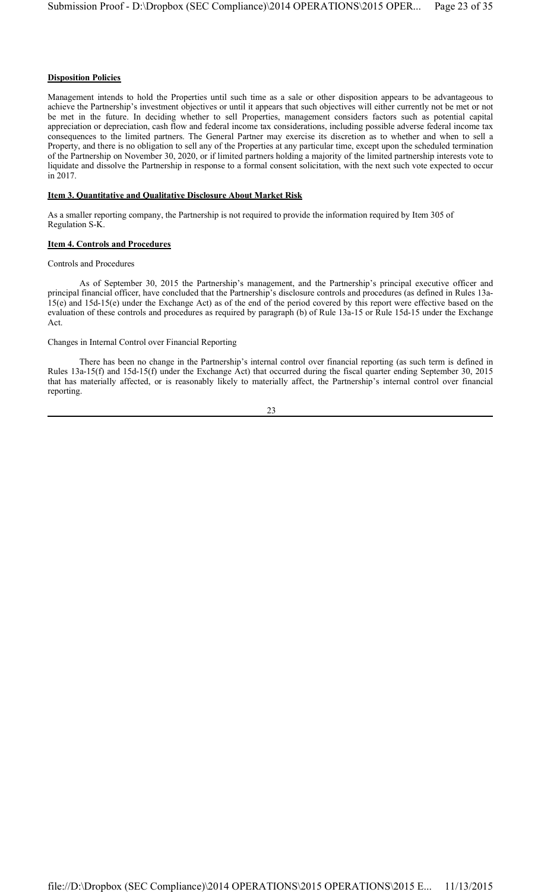**Disposition Policies**

Management intends to hold the Properties until such time as a sale or other disposition appears to be advantageous to achieve the Partnership's investment objectives or until it appears that such objectives will either currently not be met or not be met in the future. In deciding whether to sell Properties, management considers factors such as potential capital appreciation or depreciation, cash flow and federal income tax considerations, including possible adverse federal income tax consequences to the limited partners. The General Partner may exercise its discretion as to whether and when to sell a Property, and there is no obligation to sell any of the Properties at any particular time, except upon the scheduled termination of the Partnership on November 30, 2020, or if limited partners holding a majority of the limited partnership interests vote to liquidate and dissolve the Partnership in response to a formal consent solicitation, with the next such vote expected to occur in 2017.

**Item 3. Quantitative and Qualitative Disclosure About Market Risk**

As a smaller reporting company, the Partnership is not required to provide the information required by Item 305 of Regulation S-K.

**Item 4. Controls and Procedures**

Controls and Procedures

As of September 30, 2015 the Partnership's management, and the Partnership's principal executive officer and principal financial officer, have concluded that the Partnership's disclosure controls and procedures (as defined in Rules 13a-15(e) and 15d-15(e) under the Exchange Act) as of the end of the period covered by this report were effective based on the evaluation of these controls and procedures as required by paragraph (b) of Rule 13a-15 or Rule 15d-15 under the Exchange Act.

Changes in Internal Control over Financial Reporting

There has been no change in the Partnership's internal control over financial reporting (as such term is defined in Rules 13a-15(f) and 15d-15(f) under the Exchange Act) that occurred during the fiscal quarter ending September 30, 2015 that has materially affected, or is reasonably likely to materially affect, the Partnership's internal control over financial reporting.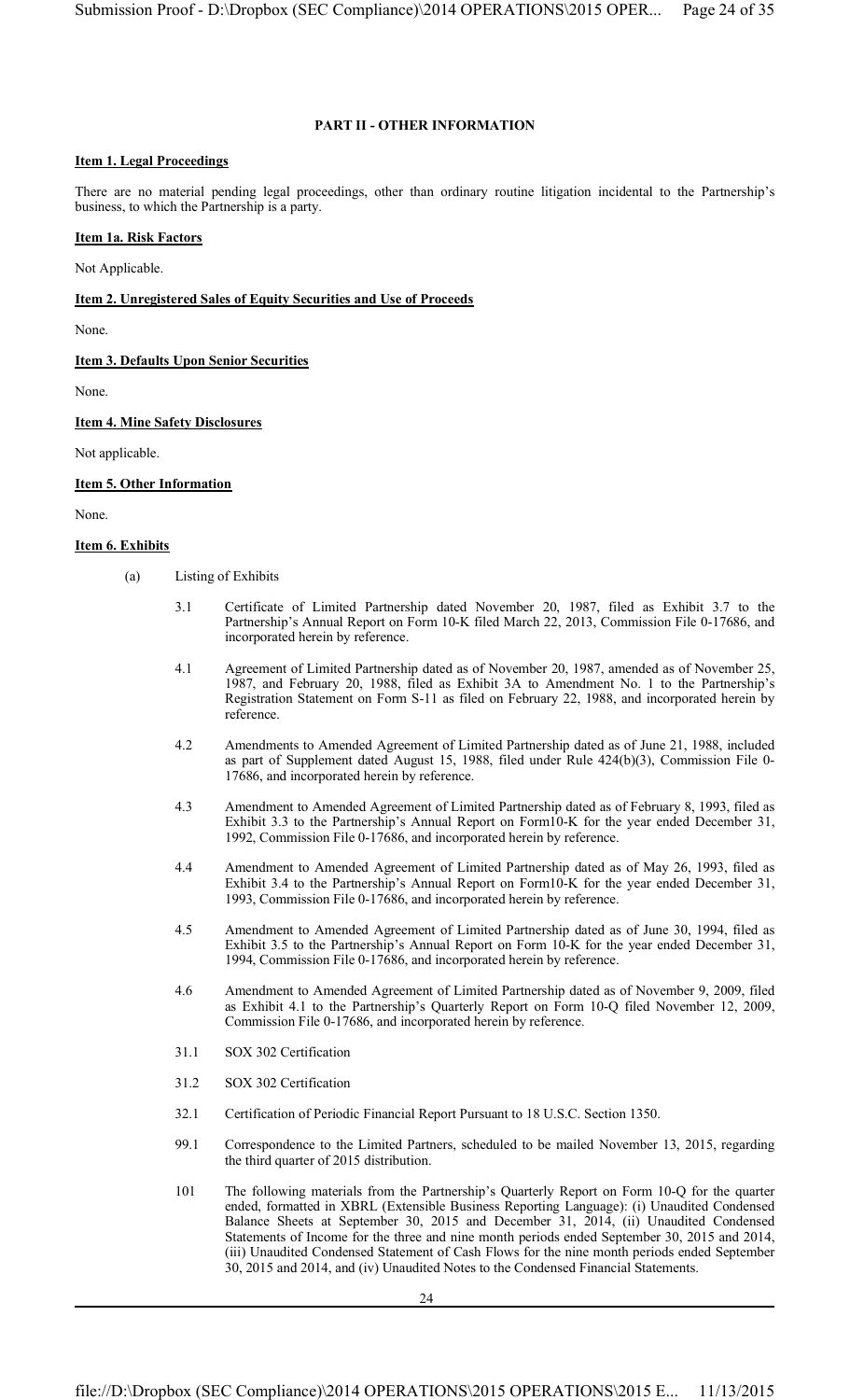## PART II - OTHER INFORMATION

### Item 1. Legal Proceedings

There are no material pending legal proceedings, other than ordinary routine litigation incidental to the Partnership's business, to which the Partnership is a party.

### Item 1a. Risk Factors

Not Applicable.

### Item 2. Unregistered Sales of Equity Securities and Use of Proceeds

None.

### Item 3. Defaults Upon Senior Securities

None.

### Item 4. Mine Safety Disclosures

Not applicable.

### Item 5. Other Information

None.

### Item 6. Exhibits

(a) Listing of Exhibits

- 3.1 Certificate of Limited Partnership dated November 20, 1987, filed as Exhibit 3.7 to the Partnership's Annual Report on Form 10-K filed March 22, 2013, Commission File 0-17686, and incorporated herein by reference.

- 4.1 Agreement of Limited Partnership dated as of November 20, 1987, amended as of November 25, 1987, and February 20, 1988, filed as Exhibit 3A to Amendment No. 1 to the Partnership's Registration Statement on Form S-11 as filed on February 22, 1988, and incorporated herein by reference.

- 4.2 Amendments to Amended Agreement of Limited Partnership dated as of June 21, 1988, included as part of Supplement dated August 15, 1988, filed under Rule 424(b)(3), Commission File 0-17686, and incorporated herein by reference.

- 4.3 Amendment to Amended Agreement of Limited Partnership dated as of February 8, 1993, filed as Exhibit 3.3 to the Partnership's Annual Report on Form10-K for the year ended December 31, 1992, Commission File 0-17686, and incorporated herein by reference.

- 4.4 Amendment to Amended Agreement of Limited Partnership dated as of May 26, 1993, filed as Exhibit 3.4 to the Partnership's Annual Report on Form10-K for the year ended December 31, 1993, Commission File 0-17686, and incorporated herein by reference.

- 4.5 Amendment to Amended Agreement of Limited Partnership dated as of June 30, 1994, filed as Exhibit 3.5 to the Partnership's Annual Report on Form 10-K for the year ended December 31, 1994, Commission File 0-17686, and incorporated herein by reference.

- 4.6 Amendment to Amended Agreement of Limited Partnership dated as of November 9, 2009, filed as Exhibit 4.1 to the Partnership's Quarterly Report on Form 10-Q filed November 12, 2009, Commission File 0-17686, and incorporated herein by reference.

- 31.1 SOX 302 Certification

- 31.2 SOX 302 Certification

- 32.1 Certification of Periodic Financial Report Pursuant to 18 U.S.C. Section 1350.

- 99.1 Correspondence to the Limited Partners, scheduled to be mailed November 13, 2015, regarding the third quarter of 2015 distribution.

- 101 The following materials from the Partnership's Quarterly Report on Form 10-Q for the quarter ended, formatted in XBRL (Extensible Business Reporting Language): (i) Unaudited Condensed Balance Sheets at September 30, 2015 and December 31, 2014, (ii) Unaudited Condensed Statements of Income for the three and nine month periods ended September 30, 2015 and 2014, (iii) Unaudited Condensed Statement of Cash Flows for the nine month periods ended September 30, 2015 and 2014, and (iv) Unaudited Notes to the Condensed Financial Statements.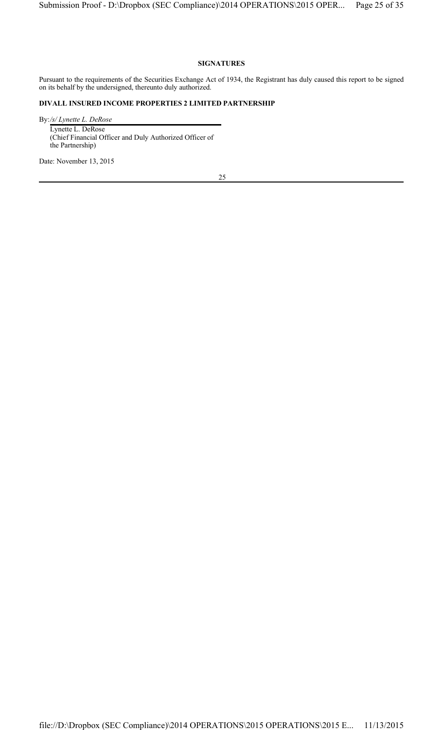**SIGNATURES**

Pursuant to the requirements of the Securities Exchange Act of 1934, the Registrant has duly caused this report to be signed on its behalf by the undersigned, thereunto duly authorized.

**DIVALL INSURED INCOME PROPERTIES 2 LIMITED PARTNERSHIP**

By: */s/ Lynette L. DeRose*

Lynette L. DeRose
(Chief Financial Officer and Duly Authorized Officer of the Partnership)

Date: November 13, 2015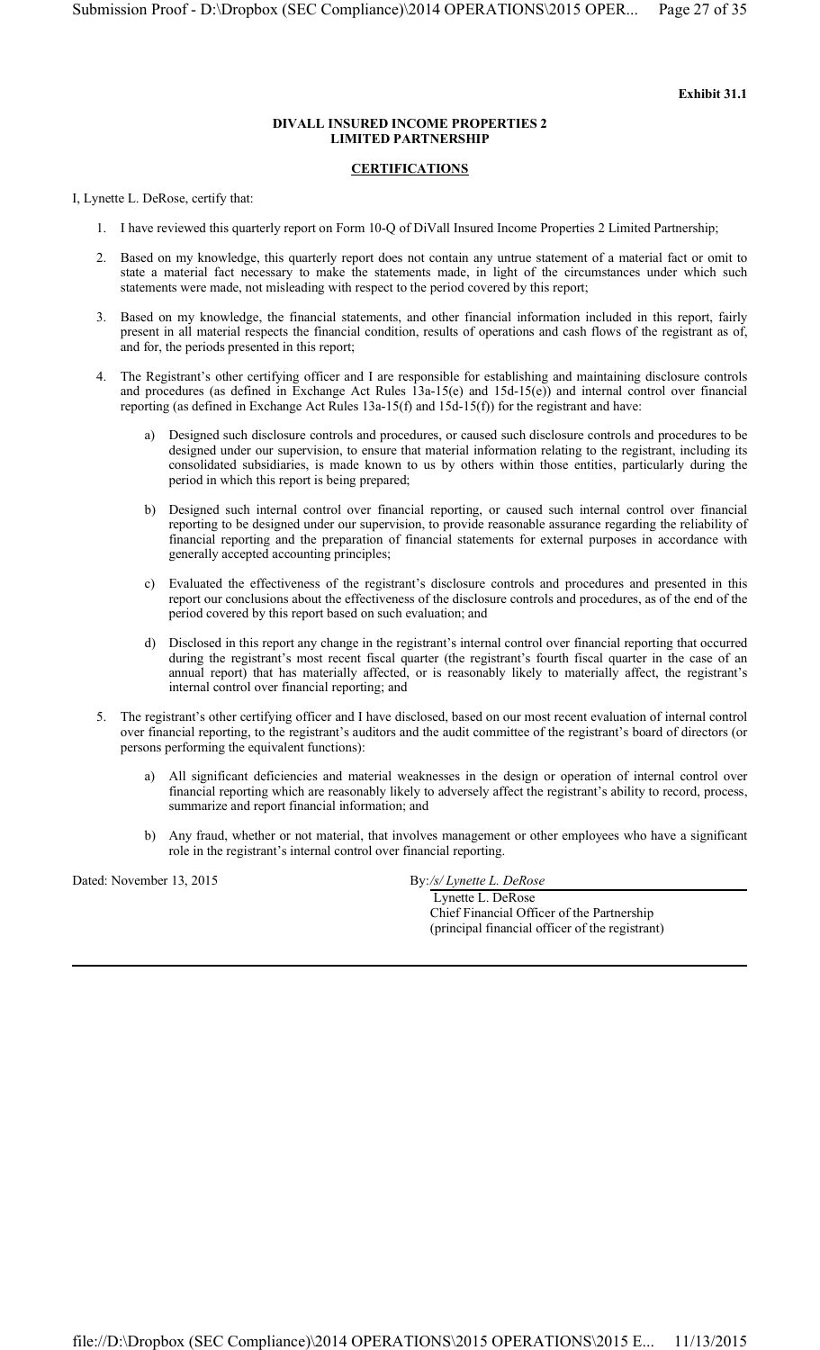**Exhibit 31.1**

**DIVALL INSURED INCOME PROPERTIES 2**
**LIMITED PARTNERSHIP**

**CERTIFICATIONS**

I, Lynette L. DeRose, certify that:

1. I have reviewed this quarterly report on Form 10-Q of DiVall Insured Income Properties 2 Limited Partnership;

2. Based on my knowledge, this quarterly report does not contain any untrue statement of a material fact or omit to state a material fact necessary to make the statements made, in light of the circumstances under which such statements were made, not misleading with respect to the period covered by this report;

3. Based on my knowledge, the financial statements, and other financial information included in this report, fairly present in all material respects the financial condition, results of operations and cash flows of the registrant as of, and for, the periods presented in this report;

4. The Registrant's other certifying officer and I are responsible for establishing and maintaining disclosure controls and procedures (as defined in Exchange Act Rules 13a-15(e) and 15d-15(e)) and internal control over financial reporting (as defined in Exchange Act Rules 13a-15(f) and 15d-15(f)) for the registrant and have:

   a) Designed such disclosure controls and procedures, or caused such disclosure controls and procedures to be designed under our supervision, to ensure that material information relating to the registrant, including its consolidated subsidiaries, is made known to us by others within those entities, particularly during the period in which this report is being prepared;

   b) Designed such internal control over financial reporting, or caused such internal control over financial reporting to be designed under our supervision, to provide reasonable assurance regarding the reliability of financial reporting and the preparation of financial statements for external purposes in accordance with generally accepted accounting principles;

   c) Evaluated the effectiveness of the registrant's disclosure controls and procedures and presented in this report our conclusions about the effectiveness of the disclosure controls and procedures, as of the end of the period covered by this report based on such evaluation; and

   d) Disclosed in this report any change in the registrant's internal control over financial reporting that occurred during the registrant's most recent fiscal quarter (the registrant's fourth fiscal quarter in the case of an annual report) that has materially affected, or is reasonably likely to materially affect, the registrant's internal control over financial reporting; and

5. The registrant's other certifying officer and I have disclosed, based on our most recent evaluation of internal control over financial reporting, to the registrant's auditors and the audit committee of the registrant's board of directors (or persons performing the equivalent functions):

   a) All significant deficiencies and material weaknesses in the design or operation of internal control over financial reporting which are reasonably likely to adversely affect the registrant's ability to record, process, summarize and report financial information; and

   b) Any fraud, whether or not material, that involves management or other employees who have a significant role in the registrant's internal control over financial reporting.

Dated: November 13, 2015

By: */s/ Lynette L. DeRose*
Lynette L. DeRose
Chief Financial Officer of the Partnership
(principal financial officer of the registrant)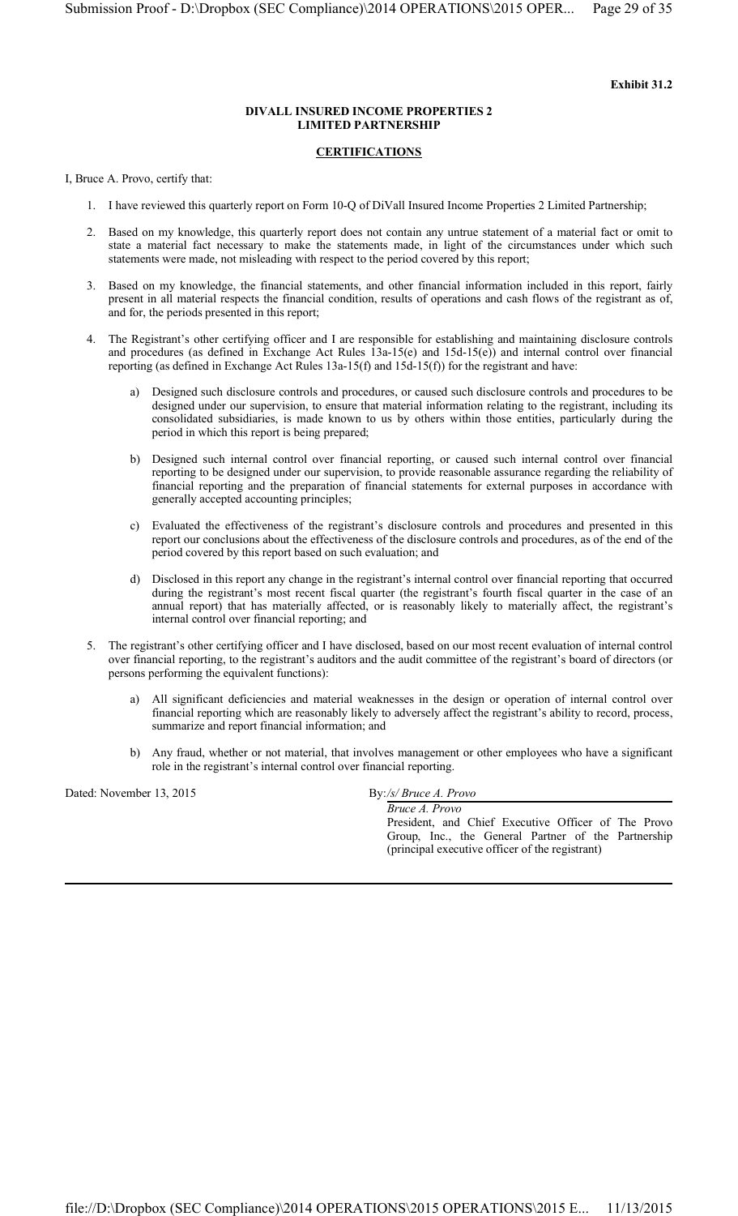**Exhibit 31.2**

**DIVALL INSURED INCOME PROPERTIES 2**
**LIMITED PARTNERSHIP**

**CERTIFICATIONS**

I, Bruce A. Provo, certify that:

1. I have reviewed this quarterly report on Form 10-Q of DiVall Insured Income Properties 2 Limited Partnership;

2. Based on my knowledge, this quarterly report does not contain any untrue statement of a material fact or omit to state a material fact necessary to make the statements made, in light of the circumstances under which such statements were made, not misleading with respect to the period covered by this report;

3. Based on my knowledge, the financial statements, and other financial information included in this report, fairly present in all material respects the financial condition, results of operations and cash flows of the registrant as of, and for, the periods presented in this report;

4. The Registrant's other certifying officer and I are responsible for establishing and maintaining disclosure controls and procedures (as defined in Exchange Act Rules 13a-15(e) and 15d-15(e)) and internal control over financial reporting (as defined in Exchange Act Rules 13a-15(f) and 15d-15(f)) for the registrant and have:

   a) Designed such disclosure controls and procedures, or caused such disclosure controls and procedures to be designed under our supervision, to ensure that material information relating to the registrant, including its consolidated subsidiaries, is made known to us by others within those entities, particularly during the period in which this report is being prepared;

   b) Designed such internal control over financial reporting, or caused such internal control over financial reporting to be designed under our supervision, to provide reasonable assurance regarding the reliability of financial reporting and the preparation of financial statements for external purposes in accordance with generally accepted accounting principles;

   c) Evaluated the effectiveness of the registrant's disclosure controls and procedures and presented in this report our conclusions about the effectiveness of the disclosure controls and procedures, as of the end of the period covered by this report based on such evaluation; and

   d) Disclosed in this report any change in the registrant's internal control over financial reporting that occurred during the registrant's most recent fiscal quarter (the registrant's fourth fiscal quarter in the case of an annual report) that has materially affected, or is reasonably likely to materially affect, the registrant's internal control over financial reporting; and

5. The registrant's other certifying officer and I have disclosed, based on our most recent evaluation of internal control over financial reporting, to the registrant's auditors and the audit committee of the registrant's board of directors (or persons performing the equivalent functions):

   a) All significant deficiencies and material weaknesses in the design or operation of internal control over financial reporting which are reasonably likely to adversely affect the registrant's ability to record, process, summarize and report financial information; and

   b) Any fraud, whether or not material, that involves management or other employees who have a significant role in the registrant's internal control over financial reporting.

Dated: November 13, 2015

By: */s/ Bruce A. Provo*

*Bruce A. Provo*
President, and Chief Executive Officer of The Provo Group, Inc., the General Partner of the Partnership (principal executive officer of the registrant)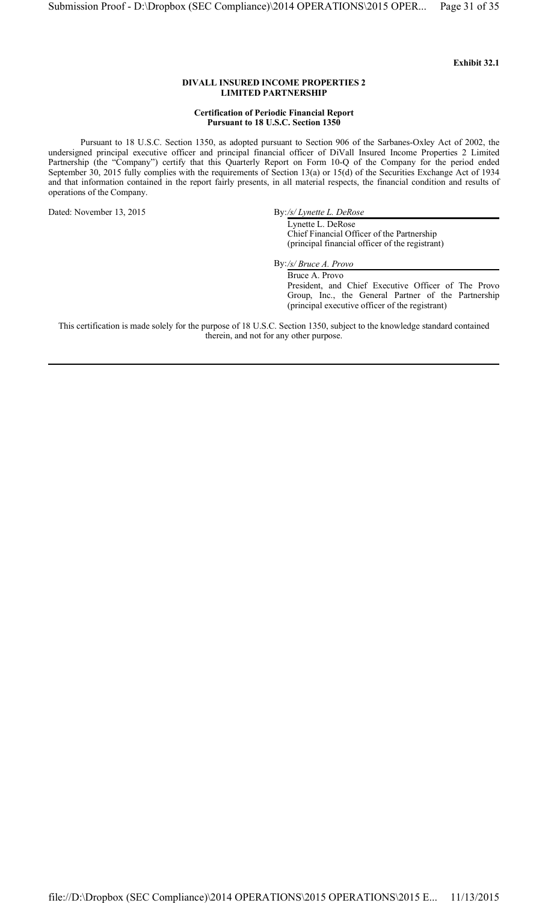**Exhibit 32.1**

**DIVALL INSURED INCOME PROPERTIES 2**
**LIMITED PARTNERSHIP**

**Certification of Periodic Financial Report**
**Pursuant to 18 U.S.C. Section 1350**

Pursuant to 18 U.S.C. Section 1350, as adopted pursuant to Section 906 of the Sarbanes-Oxley Act of 2002, the undersigned principal executive officer and principal financial officer of DiVall Insured Income Properties 2 Limited Partnership (the "Company") certify that this Quarterly Report on Form 10-Q of the Company for the period ended September 30, 2015 fully complies with the requirements of Section 13(a) or 15(d) of the Securities Exchange Act of 1934 and that information contained in the report fairly presents, in all material respects, the financial condition and results of operations of the Company.

Dated: November 13, 2015

By: */s/ Lynette L. DeRose*
Lynette L. DeRose
Chief Financial Officer of the Partnership
(principal financial officer of the registrant)

By: */s/ Bruce A. Provo*
Bruce A. Provo
President, and Chief Executive Officer of The Provo Group, Inc., the General Partner of the Partnership
(principal executive officer of the registrant)

This certification is made solely for the purpose of 18 U.S.C. Section 1350, subject to the knowledge standard contained therein, and not for any other purpose.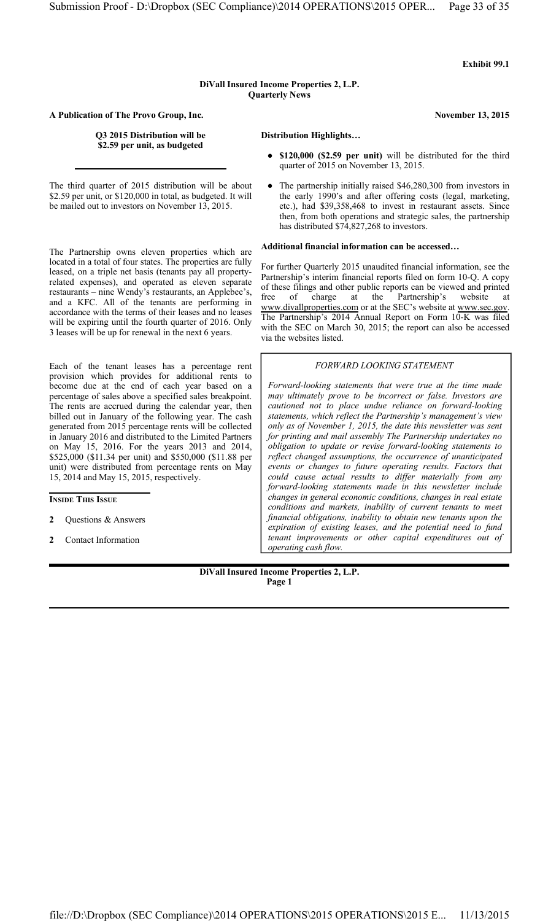**Exhibit 99.1**

**DiVall Insured Income Properties 2, L.P.**
**Quarterly News**

**A Publication of The Provo Group, Inc.** **November 13, 2015**

**Q3 2015 Distribution will be $2.59 per unit, as budgeted**

The third quarter of 2015 distribution will be about $2.59 per unit, or $120,000 in total, as budgeted. It will be mailed out to investors on November 13, 2015.

The Partnership owns eleven properties which are located in a total of four states. The properties are fully leased, on a triple net basis (tenants pay all property-related expenses), and operated as eleven separate restaurants – nine Wendy's restaurants, an Applebee's, and a KFC. All of the tenants are performing in accordance with the terms of their leases and no leases will be expiring until the fourth quarter of 2016. Only 3 leases will be up for renewal in the next 6 years.

Each of the tenant leases has a percentage rent provision which provides for additional rents to become due at the end of each year based on a percentage of sales above a specified sales breakpoint. The rents are accrued during the calendar year, then billed out in January of the following year. The cash generated from 2015 percentage rents will be collected in January 2016 and distributed to the Limited Partners on May 15, 2016. For the years 2013 and 2014, $525,000 ($11.34 per unit) and $550,000 ($11.88 per unit) were distributed from percentage rents on May 15, 2014 and May 15, 2015, respectively.

**INSIDE THIS ISSUE**

- **2** Questions & Answers
- **2** Contact Information

**Distribution Highlights…**

- **$120,000 ($2.59 per unit)** will be distributed for the third quarter of 2015 on November 13, 2015.
- The partnership initially raised $46,280,300 from investors in the early 1990's and after offering costs (legal, marketing, etc.), had $39,358,468 to invest in restaurant assets. Since then, from both operations and strategic sales, the partnership has distributed $74,827,268 to investors.

**Additional financial information can be accessed…**

For further Quarterly 2015 unaudited financial information, see the Partnership's interim financial reports filed on form 10-Q. A copy of these filings and other public reports can be viewed and printed free of charge at the Partnership's website at www.divallproperties.com or at the SEC's website at www.sec.gov. The Partnership's 2014 Annual Report on Form 10-K was filed with the SEC on March 30, 2015; the report can also be accessed via the websites listed.

*FORWARD LOOKING STATEMENT*

*Forward-looking statements that were true at the time made may ultimately prove to be incorrect or false. Investors are cautioned not to place undue reliance on forward-looking statements, which reflect the Partnership's management's view only as of November 1, 2015, the date this newsletter was sent for printing and mail assembly The Partnership undertakes no obligation to update or revise forward-looking statements to reflect changed assumptions, the occurrence of unanticipated events or changes to future operating results. Factors that could cause actual results to differ materially from any forward-looking statements made in this newsletter include changes in general economic conditions, changes in real estate conditions and markets, inability of current tenants to meet financial obligations, inability to obtain new tenants upon the expiration of existing leases, and the potential need to fund tenant improvements or other capital expenditures out of operating cash flow.*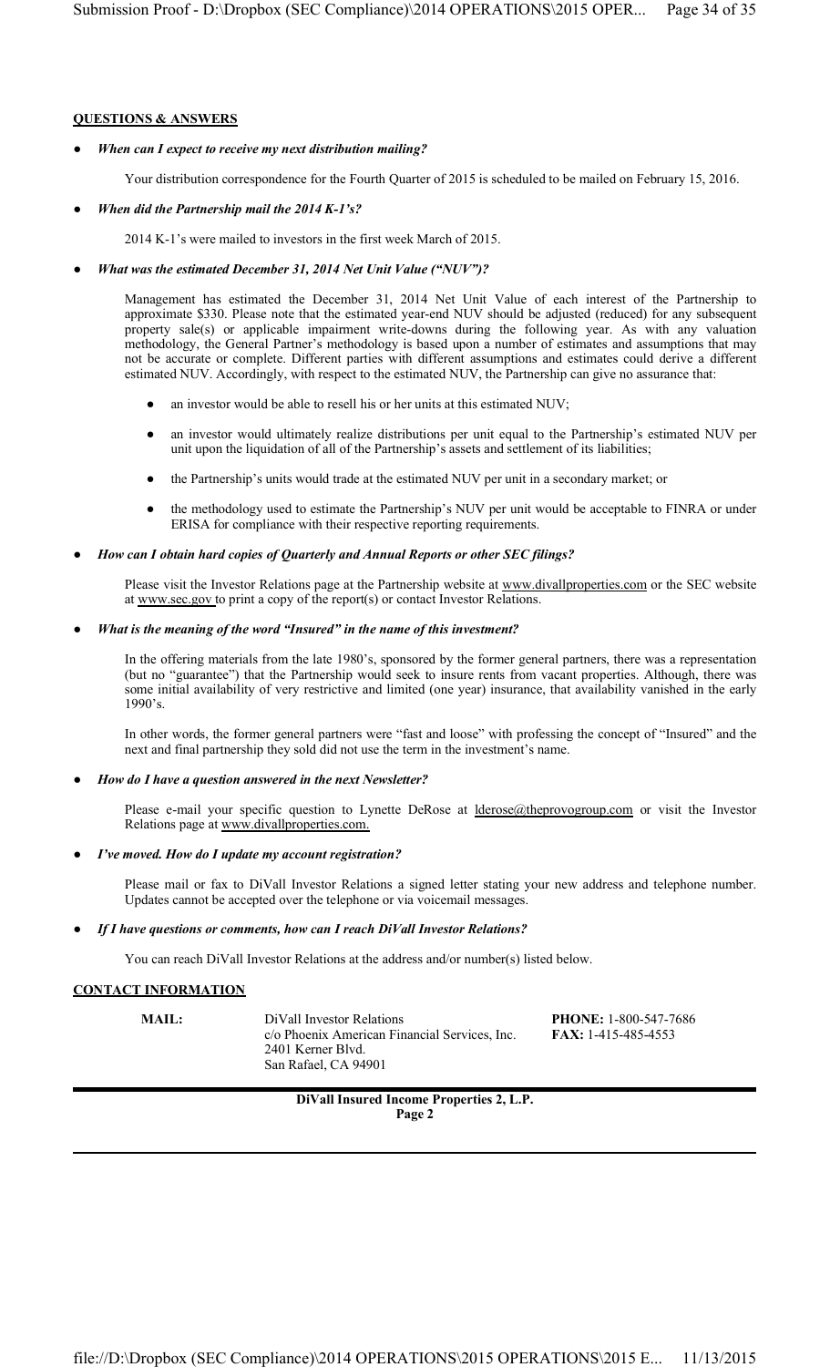**QUESTIONS & ANSWERS**

- ***When can I expect to receive my next distribution mailing?***

  Your distribution correspondence for the Fourth Quarter of 2015 is scheduled to be mailed on February 15, 2016.

- ***When did the Partnership mail the 2014 K-1's?***

  2014 K-1's were mailed to investors in the first week March of 2015.

- ***What was the estimated December 31, 2014 Net Unit Value ("NUV")?***

  Management has estimated the December 31, 2014 Net Unit Value of each interest of the Partnership to approximate $330. Please note that the estimated year-end NUV should be adjusted (reduced) for any subsequent property sale(s) or applicable impairment write-downs during the following year. As with any valuation methodology, the General Partner's methodology is based upon a number of estimates and assumptions that may not be accurate or complete. Different parties with different assumptions and estimates could derive a different estimated NUV. Accordingly, with respect to the estimated NUV, the Partnership can give no assurance that:

  - an investor would be able to resell his or her units at this estimated NUV;
  - an investor would ultimately realize distributions per unit equal to the Partnership's estimated NUV per unit upon the liquidation of all of the Partnership's assets and settlement of its liabilities;
  - the Partnership's units would trade at the estimated NUV per unit in a secondary market; or
  - the methodology used to estimate the Partnership's NUV per unit would be acceptable to FINRA or under ERISA for compliance with their respective reporting requirements.

- ***How can I obtain hard copies of Quarterly and Annual Reports or other SEC filings?***

  Please visit the Investor Relations page at the Partnership website at www.divallproperties.com or the SEC website at www.sec.gov to print a copy of the report(s) or contact Investor Relations.

- ***What is the meaning of the word "Insured" in the name of this investment?***

  In the offering materials from the late 1980's, sponsored by the former general partners, there was a representation (but no "guarantee") that the Partnership would seek to insure rents from vacant properties. Although, there was some initial availability of very restrictive and limited (one year) insurance, that availability vanished in the early 1990's.

  In other words, the former general partners were "fast and loose" with professing the concept of "Insured" and the next and final partnership they sold did not use the term in the investment's name.

- ***How do I have a question answered in the next Newsletter?***

  Please e-mail your specific question to Lynette DeRose at lderose@theprovogroup.com or visit the Investor Relations page at www.divallproperties.com.

- ***I've moved. How do I update my account registration?***

  Please mail or fax to DiVall Investor Relations a signed letter stating your new address and telephone number. Updates cannot be accepted over the telephone or via voicemail messages.

- ***If I have questions or comments, how can I reach DiVall Investor Relations?***

  You can reach DiVall Investor Relations at the address and/or number(s) listed below.

**CONTACT INFORMATION**

| | | |
|---|---|---|
| **MAIL:** | DiVall Investor Relations<br>c/o Phoenix American Financial Services, Inc.<br>2401 Kerner Blvd.<br>San Rafael, CA 94901 | **PHONE:** 1-800-547-7686<br>**FAX:** 1-415-485-4553 |

**DiVall Insured Income Properties 2, L.P.**